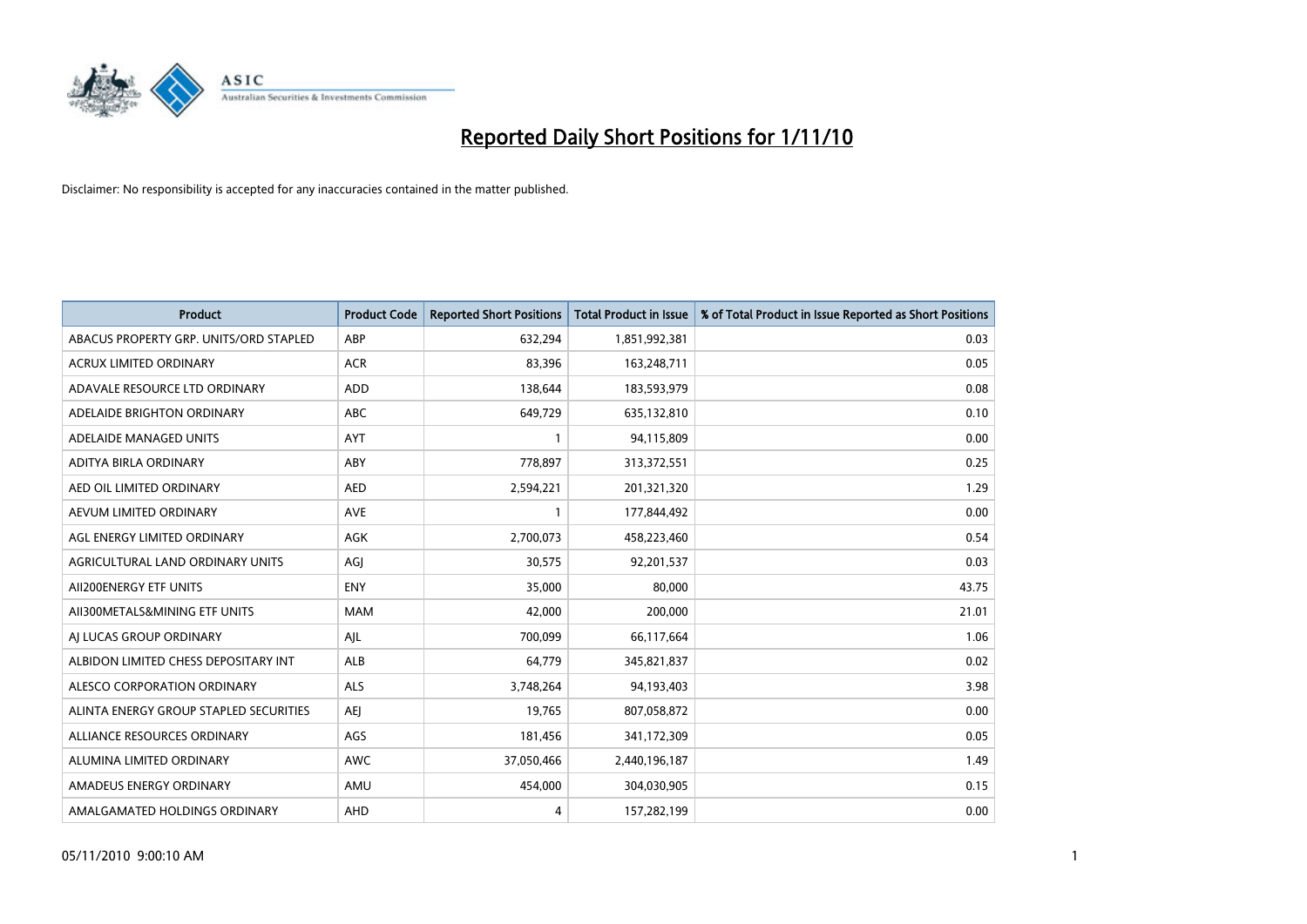# Reported Daily Short Positions for 1/11/10

Disclaimer: No responsibility is accepted for any inaccuracies contained in the matter published.

| Product | Product Code | Reported Short Positions | Total Product in Issue | % of Total Product in Issue Reported as Short Positions |
|---|---|---|---|---|
| ABACUS PROPERTY GRP. UNITS/ORD STAPLED | ABP | 632,294 | 1,851,992,381 | 0.03 |
| ACRUX LIMITED ORDINARY | ACR | 83,396 | 163,248,711 | 0.05 |
| ADAVALE RESOURCE LTD ORDINARY | ADD | 138,644 | 183,593,979 | 0.08 |
| ADELAIDE BRIGHTON ORDINARY | ABC | 649,729 | 635,132,810 | 0.10 |
| ADELAIDE MANAGED UNITS | AYT | 1 | 94,115,809 | 0.00 |
| ADITYA BIRLA ORDINARY | ABY | 778,897 | 313,372,551 | 0.25 |
| AED OIL LIMITED ORDINARY | AED | 2,594,221 | 201,321,320 | 1.29 |
| AEVUM LIMITED ORDINARY | AVE | 1 | 177,844,492 | 0.00 |
| AGL ENERGY LIMITED ORDINARY | AGK | 2,700,073 | 458,223,460 | 0.54 |
| AGRICULTURAL LAND ORDINARY UNITS | AGJ | 30,575 | 92,201,537 | 0.03 |
| AII200ENERGY ETF UNITS | ENY | 35,000 | 80,000 | 43.75 |
| AII300METALS&MINING ETF UNITS | MAM | 42,000 | 200,000 | 21.01 |
| AJ LUCAS GROUP ORDINARY | AJL | 700,099 | 66,117,664 | 1.06 |
| ALBIDON LIMITED CHESS DEPOSITARY INT | ALB | 64,779 | 345,821,837 | 0.02 |
| ALESCO CORPORATION ORDINARY | ALS | 3,748,264 | 94,193,403 | 3.98 |
| ALINTA ENERGY GROUP STAPLED SECURITIES | AEJ | 19,765 | 807,058,872 | 0.00 |
| ALLIANCE RESOURCES ORDINARY | AGS | 181,456 | 341,172,309 | 0.05 |
| ALUMINA LIMITED ORDINARY | AWC | 37,050,466 | 2,440,196,187 | 1.49 |
| AMADEUS ENERGY ORDINARY | AMU | 454,000 | 304,030,905 | 0.15 |
| AMALGAMATED HOLDINGS ORDINARY | AHD | 4 | 157,282,199 | 0.00 |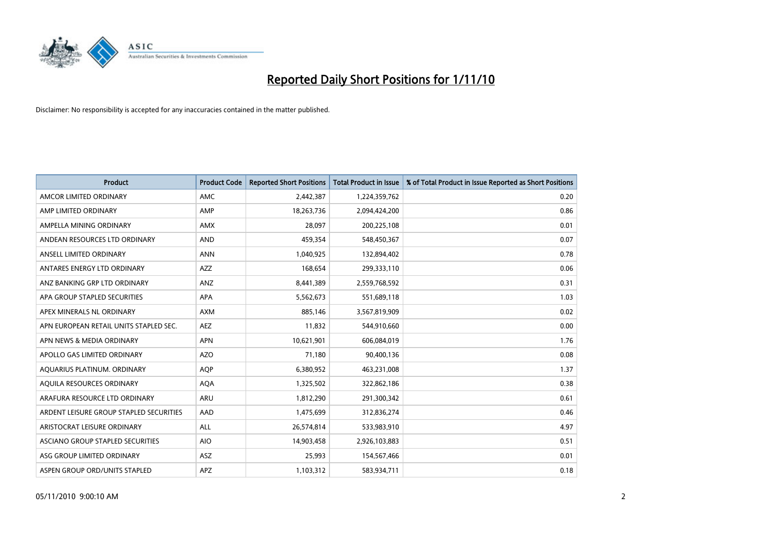# Reported Daily Short Positions for 1/11/10

Disclaimer: No responsibility is accepted for any inaccuracies contained in the matter published.

| Product | Product Code | Reported Short Positions | Total Product in Issue | % of Total Product in Issue Reported as Short Positions |
|---|---|---|---|---|
| AMCOR LIMITED ORDINARY | AMC | 2,442,387 | 1,224,359,762 | 0.20 |
| AMP LIMITED ORDINARY | AMP | 18,263,736 | 2,094,424,200 | 0.86 |
| AMPELLA MINING ORDINARY | AMX | 28,097 | 200,225,108 | 0.01 |
| ANDEAN RESOURCES LTD ORDINARY | AND | 459,354 | 548,450,367 | 0.07 |
| ANSELL LIMITED ORDINARY | ANN | 1,040,925 | 132,894,402 | 0.78 |
| ANTARES ENERGY LTD ORDINARY | AZZ | 168,654 | 299,333,110 | 0.06 |
| ANZ BANKING GRP LTD ORDINARY | ANZ | 8,441,389 | 2,559,768,592 | 0.31 |
| APA GROUP STAPLED SECURITIES | APA | 5,562,673 | 551,689,118 | 1.03 |
| APEX MINERALS NL ORDINARY | AXM | 885,146 | 3,567,819,909 | 0.02 |
| APN EUROPEAN RETAIL UNITS STAPLED SEC. | AEZ | 11,832 | 544,910,660 | 0.00 |
| APN NEWS & MEDIA ORDINARY | APN | 10,621,901 | 606,084,019 | 1.76 |
| APOLLO GAS LIMITED ORDINARY | AZO | 71,180 | 90,400,136 | 0.08 |
| AQUARIUS PLATINUM. ORDINARY | AQP | 6,380,952 | 463,231,008 | 1.37 |
| AQUILA RESOURCES ORDINARY | AQA | 1,325,502 | 322,862,186 | 0.38 |
| ARAFURA RESOURCE LTD ORDINARY | ARU | 1,812,290 | 291,300,342 | 0.61 |
| ARDENT LEISURE GROUP STAPLED SECURITIES | AAD | 1,475,699 | 312,836,274 | 0.46 |
| ARISTOCRAT LEISURE ORDINARY | ALL | 26,574,814 | 533,983,910 | 4.97 |
| ASCIANO GROUP STAPLED SECURITIES | AIO | 14,903,458 | 2,926,103,883 | 0.51 |
| ASG GROUP LIMITED ORDINARY | ASZ | 25,993 | 154,567,466 | 0.01 |
| ASPEN GROUP ORD/UNITS STAPLED | APZ | 1,103,312 | 583,934,711 | 0.18 |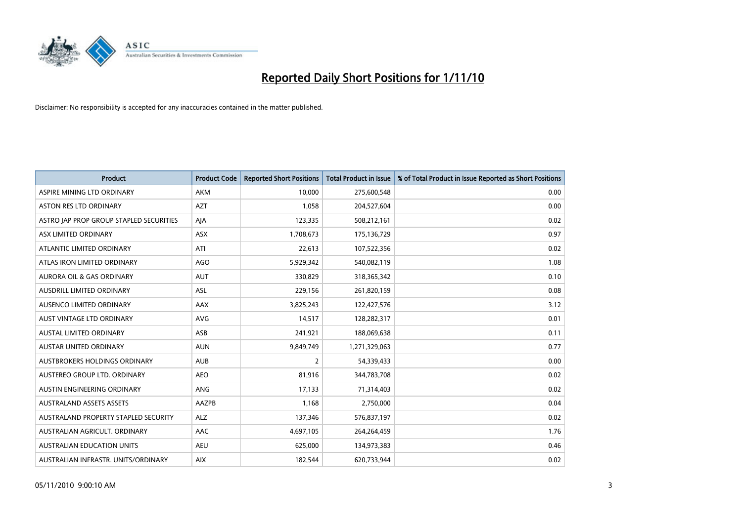# Reported Daily Short Positions for 1/11/10

Disclaimer: No responsibility is accepted for any inaccuracies contained in the matter published.

| Product | Product Code | Reported Short Positions | Total Product in Issue | % of Total Product in Issue Reported as Short Positions |
|---|---|---|---|---|
| ASPIRE MINING LTD ORDINARY | AKM | 10,000 | 275,600,548 | 0.00 |
| ASTON RES LTD ORDINARY | AZT | 1,058 | 204,527,604 | 0.00 |
| ASTRO JAP PROP GROUP STAPLED SECURITIES | AJA | 123,335 | 508,212,161 | 0.02 |
| ASX LIMITED ORDINARY | ASX | 1,708,673 | 175,136,729 | 0.97 |
| ATLANTIC LIMITED ORDINARY | ATI | 22,613 | 107,522,356 | 0.02 |
| ATLAS IRON LIMITED ORDINARY | AGO | 5,929,342 | 540,082,119 | 1.08 |
| AURORA OIL & GAS ORDINARY | AUT | 330,829 | 318,365,342 | 0.10 |
| AUSDRILL LIMITED ORDINARY | ASL | 229,156 | 261,820,159 | 0.08 |
| AUSENCO LIMITED ORDINARY | AAX | 3,825,243 | 122,427,576 | 3.12 |
| AUST VINTAGE LTD ORDINARY | AVG | 14,517 | 128,282,317 | 0.01 |
| AUSTAL LIMITED ORDINARY | ASB | 241,921 | 188,069,638 | 0.11 |
| AUSTAR UNITED ORDINARY | AUN | 9,849,749 | 1,271,329,063 | 0.77 |
| AUSTBROKERS HOLDINGS ORDINARY | AUB | 2 | 54,339,433 | 0.00 |
| AUSTEREO GROUP LTD. ORDINARY | AEO | 81,916 | 344,783,708 | 0.02 |
| AUSTIN ENGINEERING ORDINARY | ANG | 17,133 | 71,314,403 | 0.02 |
| AUSTRALAND ASSETS ASSETS | AAZPB | 1,168 | 2,750,000 | 0.04 |
| AUSTRALAND PROPERTY STAPLED SECURITY | ALZ | 137,346 | 576,837,197 | 0.02 |
| AUSTRALIAN AGRICULT. ORDINARY | AAC | 4,697,105 | 264,264,459 | 1.76 |
| AUSTRALIAN EDUCATION UNITS | AEU | 625,000 | 134,973,383 | 0.46 |
| AUSTRALIAN INFRASTR. UNITS/ORDINARY | AIX | 182,544 | 620,733,944 | 0.02 |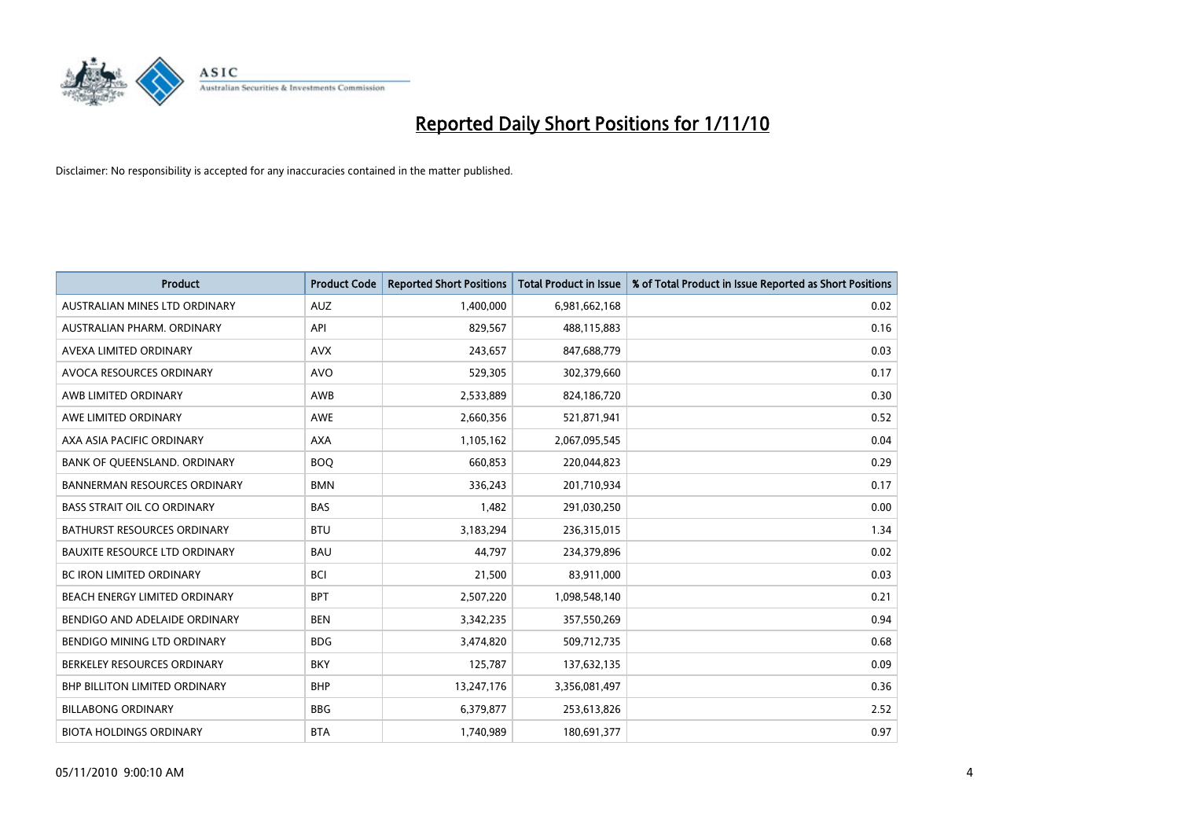# Reported Daily Short Positions for 1/11/10

Disclaimer: No responsibility is accepted for any inaccuracies contained in the matter published.

| Product | Product Code | Reported Short Positions | Total Product in Issue | % of Total Product in Issue Reported as Short Positions |
|---|---|---|---|---|
| AUSTRALIAN MINES LTD ORDINARY | AUZ | 1,400,000 | 6,981,662,168 | 0.02 |
| AUSTRALIAN PHARM. ORDINARY | API | 829,567 | 488,115,883 | 0.16 |
| AVEXA LIMITED ORDINARY | AVX | 243,657 | 847,688,779 | 0.03 |
| AVOCA RESOURCES ORDINARY | AVO | 529,305 | 302,379,660 | 0.17 |
| AWB LIMITED ORDINARY | AWB | 2,533,889 | 824,186,720 | 0.30 |
| AWE LIMITED ORDINARY | AWE | 2,660,356 | 521,871,941 | 0.52 |
| AXA ASIA PACIFIC ORDINARY | AXA | 1,105,162 | 2,067,095,545 | 0.04 |
| BANK OF QUEENSLAND. ORDINARY | BOQ | 660,853 | 220,044,823 | 0.29 |
| BANNERMAN RESOURCES ORDINARY | BMN | 336,243 | 201,710,934 | 0.17 |
| BASS STRAIT OIL CO ORDINARY | BAS | 1,482 | 291,030,250 | 0.00 |
| BATHURST RESOURCES ORDINARY | BTU | 3,183,294 | 236,315,015 | 1.34 |
| BAUXITE RESOURCE LTD ORDINARY | BAU | 44,797 | 234,379,896 | 0.02 |
| BC IRON LIMITED ORDINARY | BCI | 21,500 | 83,911,000 | 0.03 |
| BEACH ENERGY LIMITED ORDINARY | BPT | 2,507,220 | 1,098,548,140 | 0.21 |
| BENDIGO AND ADELAIDE ORDINARY | BEN | 3,342,235 | 357,550,269 | 0.94 |
| BENDIGO MINING LTD ORDINARY | BDG | 3,474,820 | 509,712,735 | 0.68 |
| BERKELEY RESOURCES ORDINARY | BKY | 125,787 | 137,632,135 | 0.09 |
| BHP BILLITON LIMITED ORDINARY | BHP | 13,247,176 | 3,356,081,497 | 0.36 |
| BILLABONG ORDINARY | BBG | 6,379,877 | 253,613,826 | 2.52 |
| BIOTA HOLDINGS ORDINARY | BTA | 1,740,989 | 180,691,377 | 0.97 |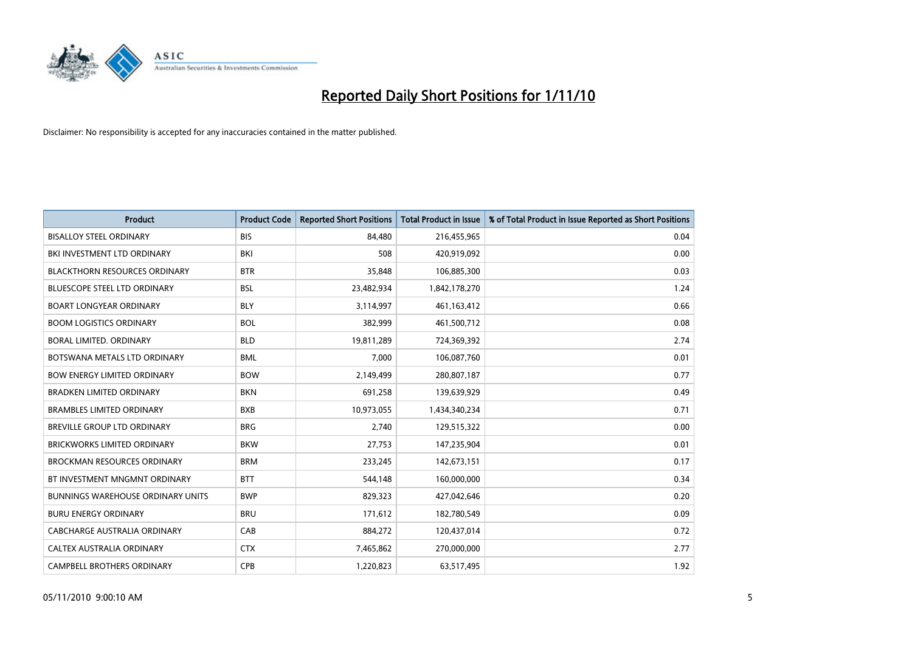# Reported Daily Short Positions for 1/11/10

Disclaimer: No responsibility is accepted for any inaccuracies contained in the matter published.

| Product | Product Code | Reported Short Positions | Total Product in Issue | % of Total Product in Issue Reported as Short Positions |
|---|---|---|---|---|
| BISALLOY STEEL ORDINARY | BIS | 84,480 | 216,455,965 | 0.04 |
| BKI INVESTMENT LTD ORDINARY | BKI | 508 | 420,919,092 | 0.00 |
| BLACKTHORN RESOURCES ORDINARY | BTR | 35,848 | 106,885,300 | 0.03 |
| BLUESCOPE STEEL LTD ORDINARY | BSL | 23,482,934 | 1,842,178,270 | 1.24 |
| BOART LONGYEAR ORDINARY | BLY | 3,114,997 | 461,163,412 | 0.66 |
| BOOM LOGISTICS ORDINARY | BOL | 382,999 | 461,500,712 | 0.08 |
| BORAL LIMITED. ORDINARY | BLD | 19,811,289 | 724,369,392 | 2.74 |
| BOTSWANA METALS LTD ORDINARY | BML | 7,000 | 106,087,760 | 0.01 |
| BOW ENERGY LIMITED ORDINARY | BOW | 2,149,499 | 280,807,187 | 0.77 |
| BRADKEN LIMITED ORDINARY | BKN | 691,258 | 139,639,929 | 0.49 |
| BRAMBLES LIMITED ORDINARY | BXB | 10,973,055 | 1,434,340,234 | 0.71 |
| BREVILLE GROUP LTD ORDINARY | BRG | 2,740 | 129,515,322 | 0.00 |
| BRICKWORKS LIMITED ORDINARY | BKW | 27,753 | 147,235,904 | 0.01 |
| BROCKMAN RESOURCES ORDINARY | BRM | 233,245 | 142,673,151 | 0.17 |
| BT INVESTMENT MNGMNT ORDINARY | BTT | 544,148 | 160,000,000 | 0.34 |
| BUNNINGS WAREHOUSE ORDINARY UNITS | BWP | 829,323 | 427,042,646 | 0.20 |
| BURU ENERGY ORDINARY | BRU | 171,612 | 182,780,549 | 0.09 |
| CABCHARGE AUSTRALIA ORDINARY | CAB | 884,272 | 120,437,014 | 0.72 |
| CALTEX AUSTRALIA ORDINARY | CTX | 7,465,862 | 270,000,000 | 2.77 |
| CAMPBELL BROTHERS ORDINARY | CPB | 1,220,823 | 63,517,495 | 1.92 |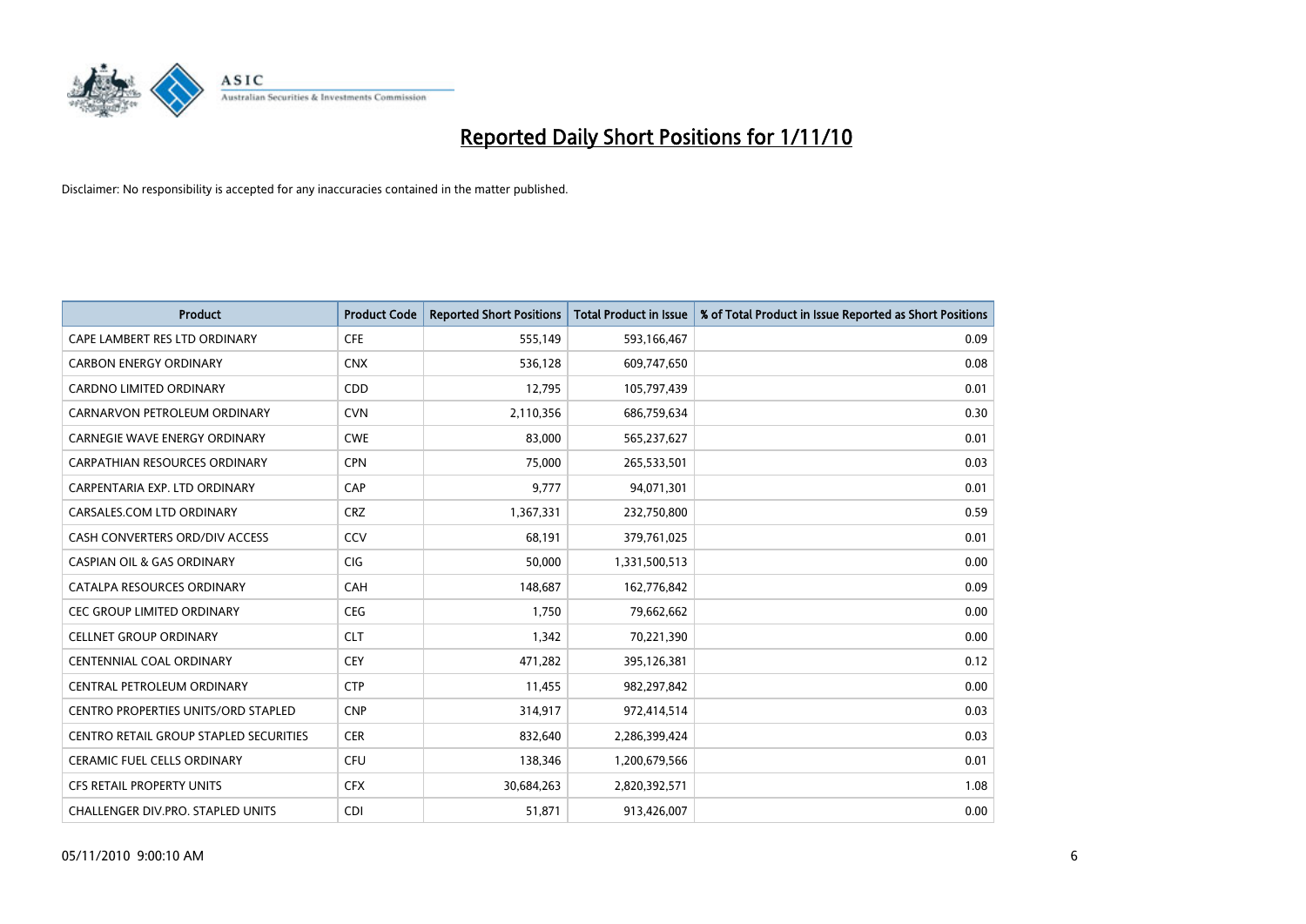# Reported Daily Short Positions for 1/11/10

Disclaimer: No responsibility is accepted for any inaccuracies contained in the matter published.

| Product | Product Code | Reported Short Positions | Total Product in Issue | % of Total Product in Issue Reported as Short Positions |
|---|---|---|---|---|
| CAPE LAMBERT RES LTD ORDINARY | CFE | 555,149 | 593,166,467 | 0.09 |
| CARBON ENERGY ORDINARY | CNX | 536,128 | 609,747,650 | 0.08 |
| CARDNO LIMITED ORDINARY | CDD | 12,795 | 105,797,439 | 0.01 |
| CARNARVON PETROLEUM ORDINARY | CVN | 2,110,356 | 686,759,634 | 0.30 |
| CARNEGIE WAVE ENERGY ORDINARY | CWE | 83,000 | 565,237,627 | 0.01 |
| CARPATHIAN RESOURCES ORDINARY | CPN | 75,000 | 265,533,501 | 0.03 |
| CARPENTARIA EXP. LTD ORDINARY | CAP | 9,777 | 94,071,301 | 0.01 |
| CARSALES.COM LTD ORDINARY | CRZ | 1,367,331 | 232,750,800 | 0.59 |
| CASH CONVERTERS ORD/DIV ACCESS | CCV | 68,191 | 379,761,025 | 0.01 |
| CASPIAN OIL & GAS ORDINARY | CIG | 50,000 | 1,331,500,513 | 0.00 |
| CATALPA RESOURCES ORDINARY | CAH | 148,687 | 162,776,842 | 0.09 |
| CEC GROUP LIMITED ORDINARY | CEG | 1,750 | 79,662,662 | 0.00 |
| CELLNET GROUP ORDINARY | CLT | 1,342 | 70,221,390 | 0.00 |
| CENTENNIAL COAL ORDINARY | CEY | 471,282 | 395,126,381 | 0.12 |
| CENTRAL PETROLEUM ORDINARY | CTP | 11,455 | 982,297,842 | 0.00 |
| CENTRO PROPERTIES UNITS/ORD STAPLED | CNP | 314,917 | 972,414,514 | 0.03 |
| CENTRO RETAIL GROUP STAPLED SECURITIES | CER | 832,640 | 2,286,399,424 | 0.03 |
| CERAMIC FUEL CELLS ORDINARY | CFU | 138,346 | 1,200,679,566 | 0.01 |
| CFS RETAIL PROPERTY UNITS | CFX | 30,684,263 | 2,820,392,571 | 1.08 |
| CHALLENGER DIV.PRO. STAPLED UNITS | CDI | 51,871 | 913,426,007 | 0.00 |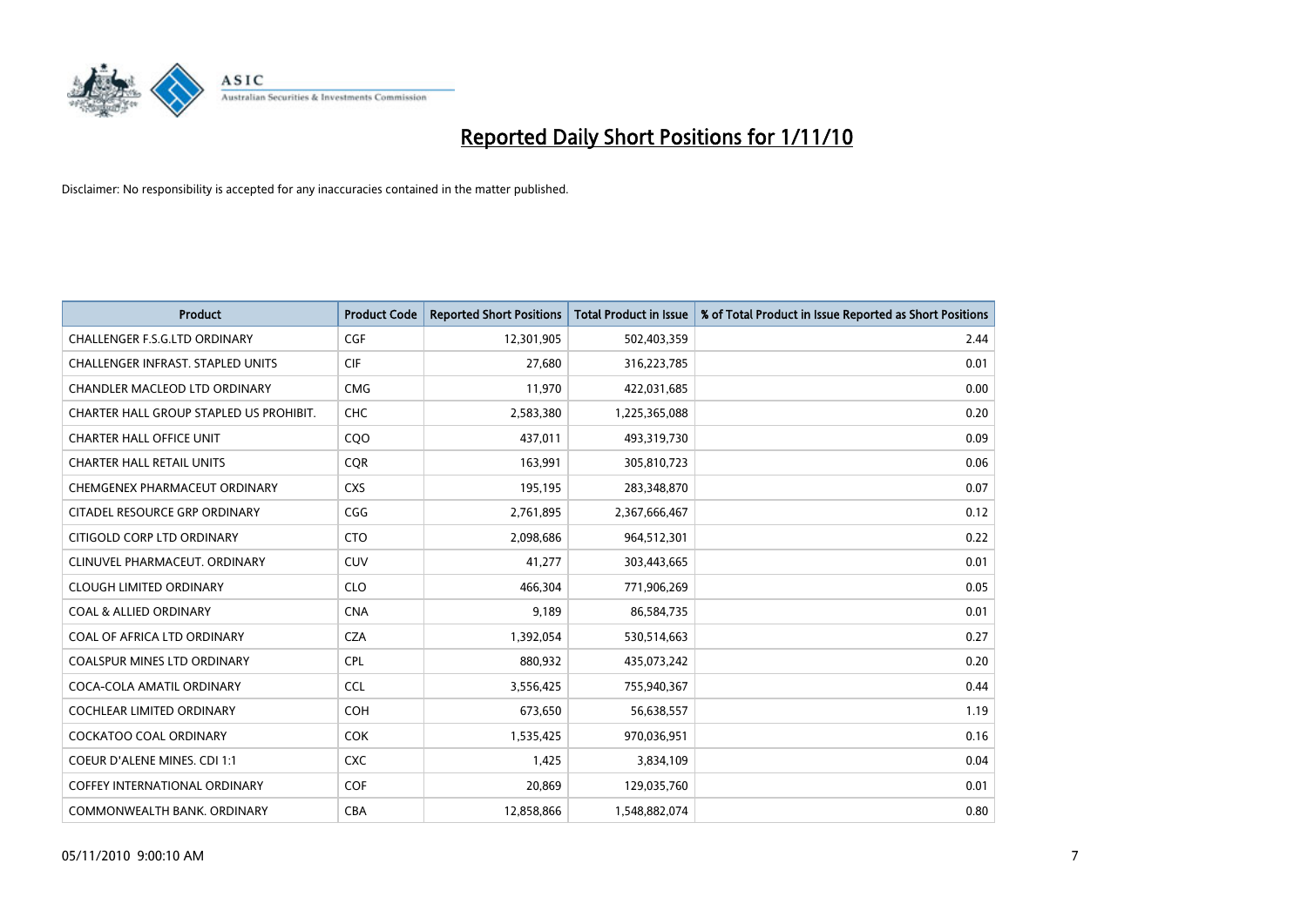# Reported Daily Short Positions for 1/11/10

Disclaimer: No responsibility is accepted for any inaccuracies contained in the matter published.

| Product | Product Code | Reported Short Positions | Total Product in Issue | % of Total Product in Issue Reported as Short Positions |
|---|---|---|---|---|
| CHALLENGER F.S.G.LTD ORDINARY | CGF | 12,301,905 | 502,403,359 | 2.44 |
| CHALLENGER INFRAST. STAPLED UNITS | CIF | 27,680 | 316,223,785 | 0.01 |
| CHANDLER MACLEOD LTD ORDINARY | CMG | 11,970 | 422,031,685 | 0.00 |
| CHARTER HALL GROUP STAPLED US PROHIBIT. | CHC | 2,583,380 | 1,225,365,088 | 0.20 |
| CHARTER HALL OFFICE UNIT | CQO | 437,011 | 493,319,730 | 0.09 |
| CHARTER HALL RETAIL UNITS | CQR | 163,991 | 305,810,723 | 0.06 |
| CHEMGENEX PHARMACEUT ORDINARY | CXS | 195,195 | 283,348,870 | 0.07 |
| CITADEL RESOURCE GRP ORDINARY | CGG | 2,761,895 | 2,367,666,467 | 0.12 |
| CITIGOLD CORP LTD ORDINARY | CTO | 2,098,686 | 964,512,301 | 0.22 |
| CLINUVEL PHARMACEUT. ORDINARY | CUV | 41,277 | 303,443,665 | 0.01 |
| CLOUGH LIMITED ORDINARY | CLO | 466,304 | 771,906,269 | 0.05 |
| COAL & ALLIED ORDINARY | CNA | 9,189 | 86,584,735 | 0.01 |
| COAL OF AFRICA LTD ORDINARY | CZA | 1,392,054 | 530,514,663 | 0.27 |
| COALSPUR MINES LTD ORDINARY | CPL | 880,932 | 435,073,242 | 0.20 |
| COCA-COLA AMATIL ORDINARY | CCL | 3,556,425 | 755,940,367 | 0.44 |
| COCHLEAR LIMITED ORDINARY | COH | 673,650 | 56,638,557 | 1.19 |
| COCKATOO COAL ORDINARY | COK | 1,535,425 | 970,036,951 | 0.16 |
| COEUR D'ALENE MINES. CDI 1:1 | CXC | 1,425 | 3,834,109 | 0.04 |
| COFFEY INTERNATIONAL ORDINARY | COF | 20,869 | 129,035,760 | 0.01 |
| COMMONWEALTH BANK. ORDINARY | CBA | 12,858,866 | 1,548,882,074 | 0.80 |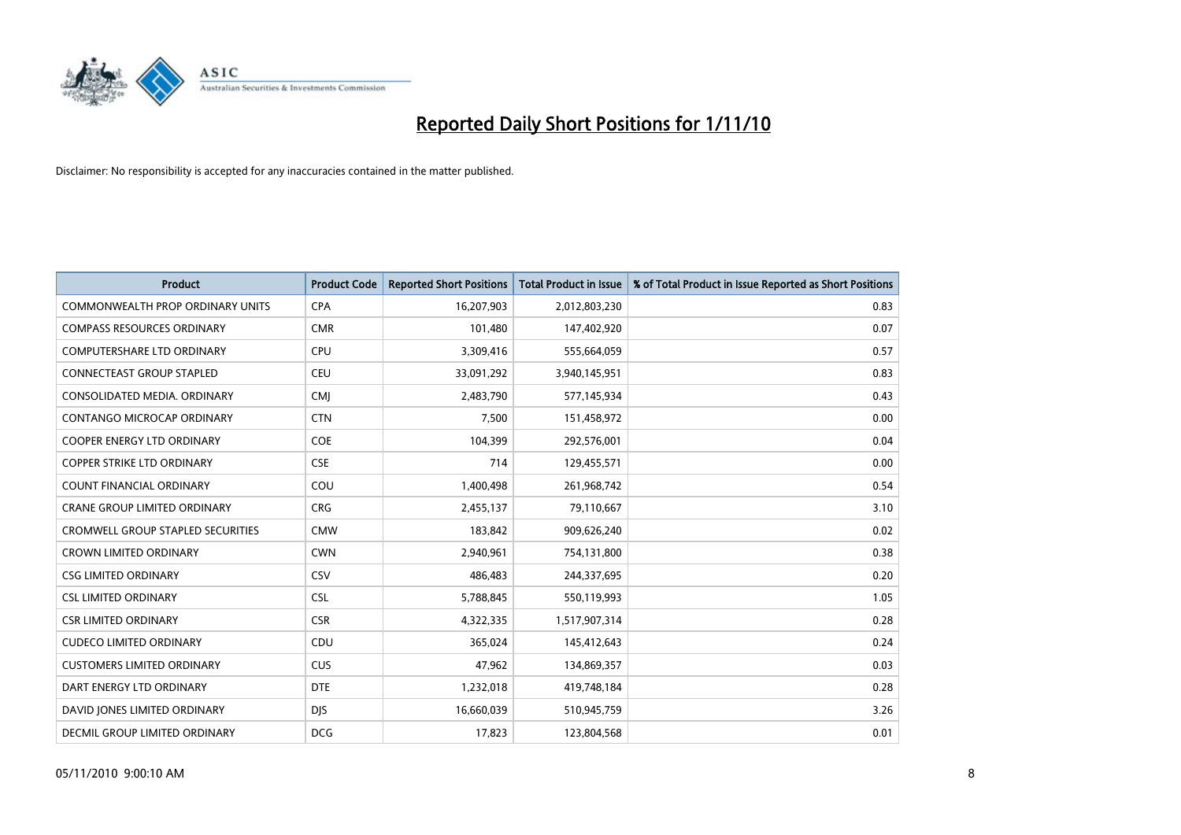# Reported Daily Short Positions for 1/11/10

Disclaimer: No responsibility is accepted for any inaccuracies contained in the matter published.

| Product | Product Code | Reported Short Positions | Total Product in Issue | % of Total Product in Issue Reported as Short Positions |
|---|---|---|---|---|
| COMMONWEALTH PROP ORDINARY UNITS | CPA | 16,207,903 | 2,012,803,230 | 0.83 |
| COMPASS RESOURCES ORDINARY | CMR | 101,480 | 147,402,920 | 0.07 |
| COMPUTERSHARE LTD ORDINARY | CPU | 3,309,416 | 555,664,059 | 0.57 |
| CONNECTEAST GROUP STAPLED | CEU | 33,091,292 | 3,940,145,951 | 0.83 |
| CONSOLIDATED MEDIA. ORDINARY | CMJ | 2,483,790 | 577,145,934 | 0.43 |
| CONTANGO MICROCAP ORDINARY | CTN | 7,500 | 151,458,972 | 0.00 |
| COOPER ENERGY LTD ORDINARY | COE | 104,399 | 292,576,001 | 0.04 |
| COPPER STRIKE LTD ORDINARY | CSE | 714 | 129,455,571 | 0.00 |
| COUNT FINANCIAL ORDINARY | COU | 1,400,498 | 261,968,742 | 0.54 |
| CRANE GROUP LIMITED ORDINARY | CRG | 2,455,137 | 79,110,667 | 3.10 |
| CROMWELL GROUP STAPLED SECURITIES | CMW | 183,842 | 909,626,240 | 0.02 |
| CROWN LIMITED ORDINARY | CWN | 2,940,961 | 754,131,800 | 0.38 |
| CSG LIMITED ORDINARY | CSV | 486,483 | 244,337,695 | 0.20 |
| CSL LIMITED ORDINARY | CSL | 5,788,845 | 550,119,993 | 1.05 |
| CSR LIMITED ORDINARY | CSR | 4,322,335 | 1,517,907,314 | 0.28 |
| CUDECO LIMITED ORDINARY | CDU | 365,024 | 145,412,643 | 0.24 |
| CUSTOMERS LIMITED ORDINARY | CUS | 47,962 | 134,869,357 | 0.03 |
| DART ENERGY LTD ORDINARY | DTE | 1,232,018 | 419,748,184 | 0.28 |
| DAVID JONES LIMITED ORDINARY | DJS | 16,660,039 | 510,945,759 | 3.26 |
| DECMIL GROUP LIMITED ORDINARY | DCG | 17,823 | 123,804,568 | 0.01 |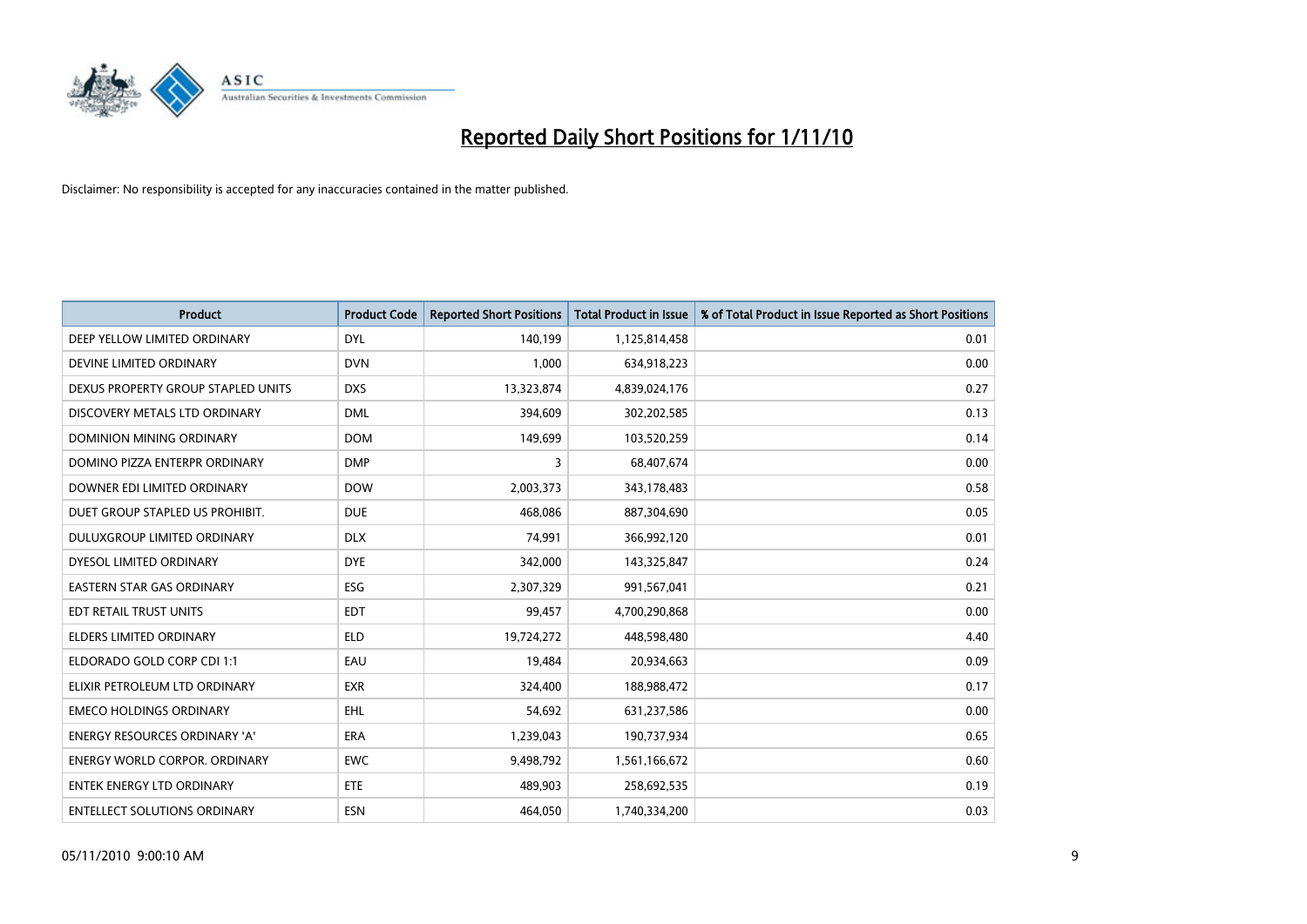# Reported Daily Short Positions for 1/11/10

Disclaimer: No responsibility is accepted for any inaccuracies contained in the matter published.

| Product | Product Code | Reported Short Positions | Total Product in Issue | % of Total Product in Issue Reported as Short Positions |
|---|---|---|---|---|
| DEEP YELLOW LIMITED ORDINARY | DYL | 140,199 | 1,125,814,458 | 0.01 |
| DEVINE LIMITED ORDINARY | DVN | 1,000 | 634,918,223 | 0.00 |
| DEXUS PROPERTY GROUP STAPLED UNITS | DXS | 13,323,874 | 4,839,024,176 | 0.27 |
| DISCOVERY METALS LTD ORDINARY | DML | 394,609 | 302,202,585 | 0.13 |
| DOMINION MINING ORDINARY | DOM | 149,699 | 103,520,259 | 0.14 |
| DOMINO PIZZA ENTERPR ORDINARY | DMP | 3 | 68,407,674 | 0.00 |
| DOWNER EDI LIMITED ORDINARY | DOW | 2,003,373 | 343,178,483 | 0.58 |
| DUET GROUP STAPLED US PROHIBIT. | DUE | 468,086 | 887,304,690 | 0.05 |
| DULUXGROUP LIMITED ORDINARY | DLX | 74,991 | 366,992,120 | 0.01 |
| DYESOL LIMITED ORDINARY | DYE | 342,000 | 143,325,847 | 0.24 |
| EASTERN STAR GAS ORDINARY | ESG | 2,307,329 | 991,567,041 | 0.21 |
| EDT RETAIL TRUST UNITS | EDT | 99,457 | 4,700,290,868 | 0.00 |
| ELDERS LIMITED ORDINARY | ELD | 19,724,272 | 448,598,480 | 4.40 |
| ELDORADO GOLD CORP CDI 1:1 | EAU | 19,484 | 20,934,663 | 0.09 |
| ELIXIR PETROLEUM LTD ORDINARY | EXR | 324,400 | 188,988,472 | 0.17 |
| EMECO HOLDINGS ORDINARY | EHL | 54,692 | 631,237,586 | 0.00 |
| ENERGY RESOURCES ORDINARY 'A' | ERA | 1,239,043 | 190,737,934 | 0.65 |
| ENERGY WORLD CORPOR. ORDINARY | EWC | 9,498,792 | 1,561,166,672 | 0.60 |
| ENTEK ENERGY LTD ORDINARY | ETE | 489,903 | 258,692,535 | 0.19 |
| ENTELLECT SOLUTIONS ORDINARY | ESN | 464,050 | 1,740,334,200 | 0.03 |

05/11/2010 9:00:10 AM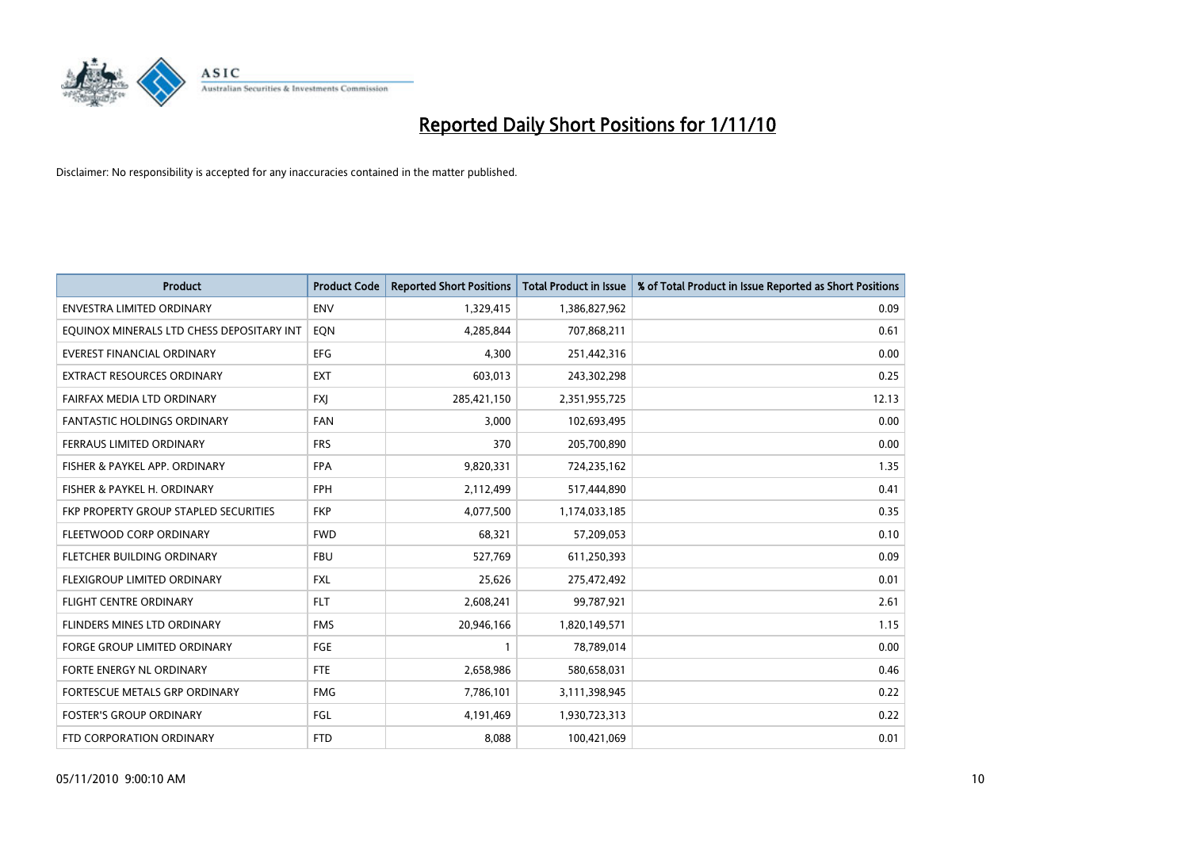# Reported Daily Short Positions for 1/11/10

Disclaimer: No responsibility is accepted for any inaccuracies contained in the matter published.

| Product | Product Code | Reported Short Positions | Total Product in Issue | % of Total Product in Issue Reported as Short Positions |
|---|---|---|---|---|
| ENVESTRA LIMITED ORDINARY | ENV | 1,329,415 | 1,386,827,962 | 0.09 |
| EQUINOX MINERALS LTD CHESS DEPOSITARY INT | EQN | 4,285,844 | 707,868,211 | 0.61 |
| EVEREST FINANCIAL ORDINARY | EFG | 4,300 | 251,442,316 | 0.00 |
| EXTRACT RESOURCES ORDINARY | EXT | 603,013 | 243,302,298 | 0.25 |
| FAIRFAX MEDIA LTD ORDINARY | FXJ | 285,421,150 | 2,351,955,725 | 12.13 |
| FANTASTIC HOLDINGS ORDINARY | FAN | 3,000 | 102,693,495 | 0.00 |
| FERRAUS LIMITED ORDINARY | FRS | 370 | 205,700,890 | 0.00 |
| FISHER & PAYKEL APP. ORDINARY | FPA | 9,820,331 | 724,235,162 | 1.35 |
| FISHER & PAYKEL H. ORDINARY | FPH | 2,112,499 | 517,444,890 | 0.41 |
| FKP PROPERTY GROUP STAPLED SECURITIES | FKP | 4,077,500 | 1,174,033,185 | 0.35 |
| FLEETWOOD CORP ORDINARY | FWD | 68,321 | 57,209,053 | 0.10 |
| FLETCHER BUILDING ORDINARY | FBU | 527,769 | 611,250,393 | 0.09 |
| FLEXIGROUP LIMITED ORDINARY | FXL | 25,626 | 275,472,492 | 0.01 |
| FLIGHT CENTRE ORDINARY | FLT | 2,608,241 | 99,787,921 | 2.61 |
| FLINDERS MINES LTD ORDINARY | FMS | 20,946,166 | 1,820,149,571 | 1.15 |
| FORGE GROUP LIMITED ORDINARY | FGE | 1 | 78,789,014 | 0.00 |
| FORTE ENERGY NL ORDINARY | FTE | 2,658,986 | 580,658,031 | 0.46 |
| FORTESCUE METALS GRP ORDINARY | FMG | 7,786,101 | 3,111,398,945 | 0.22 |
| FOSTER'S GROUP ORDINARY | FGL | 4,191,469 | 1,930,723,313 | 0.22 |
| FTD CORPORATION ORDINARY | FTD | 8,088 | 100,421,069 | 0.01 |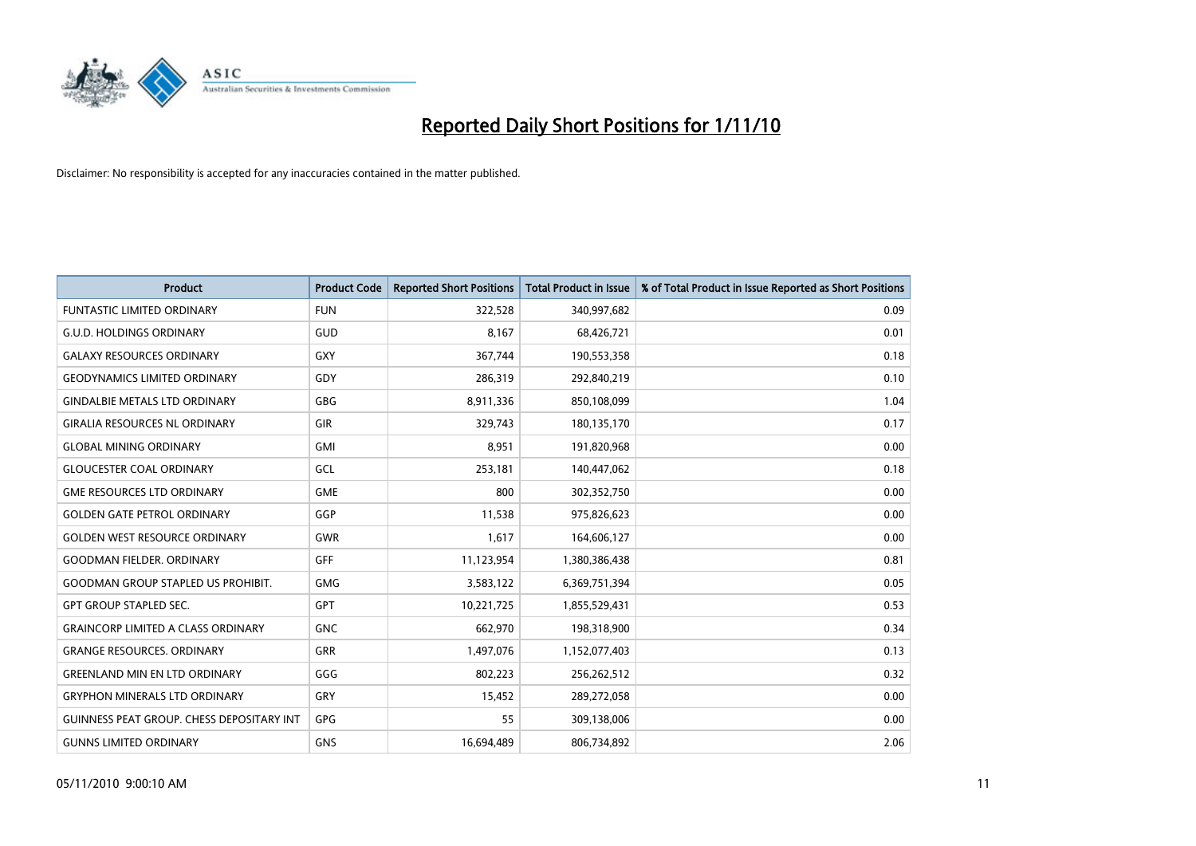# Reported Daily Short Positions for 1/11/10

Disclaimer: No responsibility is accepted for any inaccuracies contained in the matter published.

| Product | Product Code | Reported Short Positions | Total Product in Issue | % of Total Product in Issue Reported as Short Positions |
|---|---|---|---|---|
| FUNTASTIC LIMITED ORDINARY | FUN | 322,528 | 340,997,682 | 0.09 |
| G.U.D. HOLDINGS ORDINARY | GUD | 8,167 | 68,426,721 | 0.01 |
| GALAXY RESOURCES ORDINARY | GXY | 367,744 | 190,553,358 | 0.18 |
| GEODYNAMICS LIMITED ORDINARY | GDY | 286,319 | 292,840,219 | 0.10 |
| GINDALBIE METALS LTD ORDINARY | GBG | 8,911,336 | 850,108,099 | 1.04 |
| GIRALIA RESOURCES NL ORDINARY | GIR | 329,743 | 180,135,170 | 0.17 |
| GLOBAL MINING ORDINARY | GMI | 8,951 | 191,820,968 | 0.00 |
| GLOUCESTER COAL ORDINARY | GCL | 253,181 | 140,447,062 | 0.18 |
| GME RESOURCES LTD ORDINARY | GME | 800 | 302,352,750 | 0.00 |
| GOLDEN GATE PETROL ORDINARY | GGP | 11,538 | 975,826,623 | 0.00 |
| GOLDEN WEST RESOURCE ORDINARY | GWR | 1,617 | 164,606,127 | 0.00 |
| GOODMAN FIELDER. ORDINARY | GFF | 11,123,954 | 1,380,386,438 | 0.81 |
| GOODMAN GROUP STAPLED US PROHIBIT. | GMG | 3,583,122 | 6,369,751,394 | 0.05 |
| GPT GROUP STAPLED SEC. | GPT | 10,221,725 | 1,855,529,431 | 0.53 |
| GRAINCORP LIMITED A CLASS ORDINARY | GNC | 662,970 | 198,318,900 | 0.34 |
| GRANGE RESOURCES. ORDINARY | GRR | 1,497,076 | 1,152,077,403 | 0.13 |
| GREENLAND MIN EN LTD ORDINARY | GGG | 802,223 | 256,262,512 | 0.32 |
| GRYPHON MINERALS LTD ORDINARY | GRY | 15,452 | 289,272,058 | 0.00 |
| GUINNESS PEAT GROUP. CHESS DEPOSITARY INT | GPG | 55 | 309,138,006 | 0.00 |
| GUNNS LIMITED ORDINARY | GNS | 16,694,489 | 806,734,892 | 2.06 |

05/11/2010 9:00:10 AM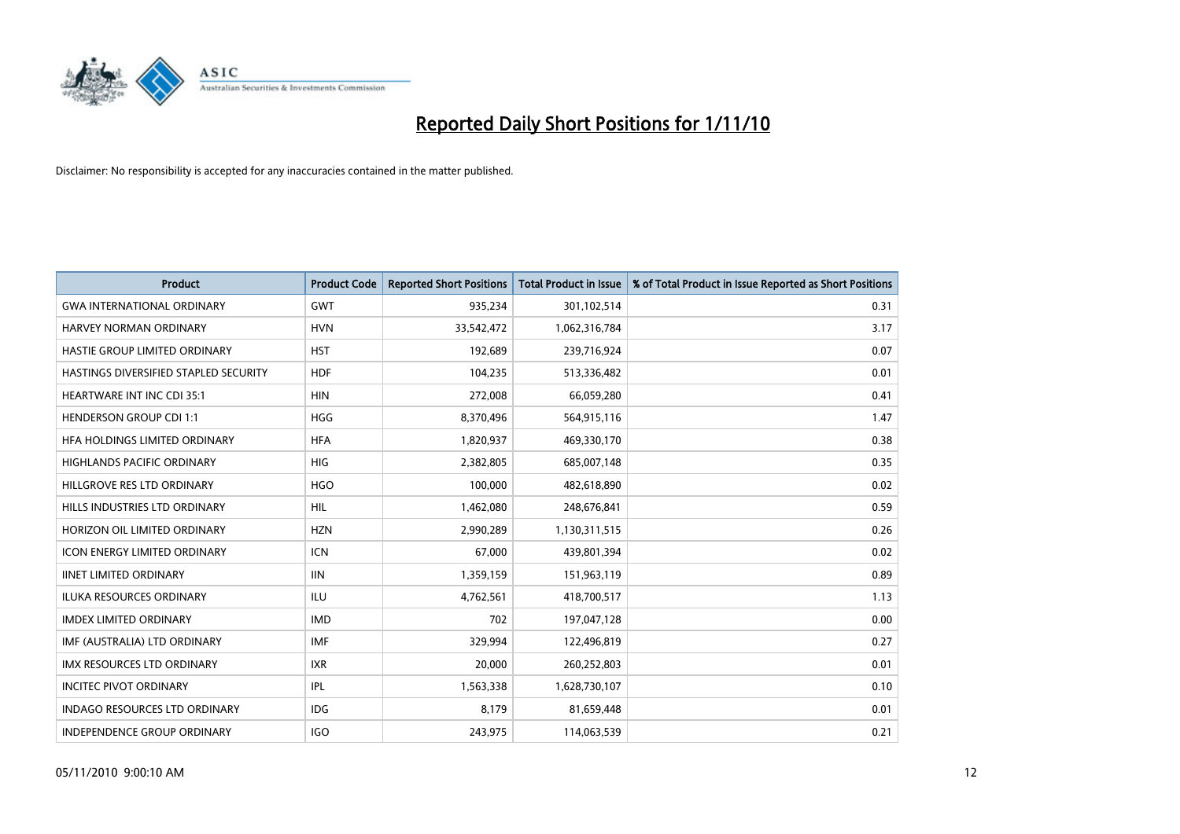# Reported Daily Short Positions for 1/11/10

Disclaimer: No responsibility is accepted for any inaccuracies contained in the matter published.

| Product | Product Code | Reported Short Positions | Total Product in Issue | % of Total Product in Issue Reported as Short Positions |
|---|---|---|---|---|
| GWA INTERNATIONAL ORDINARY | GWT | 935,234 | 301,102,514 | 0.31 |
| HARVEY NORMAN ORDINARY | HVN | 33,542,472 | 1,062,316,784 | 3.17 |
| HASTIE GROUP LIMITED ORDINARY | HST | 192,689 | 239,716,924 | 0.07 |
| HASTINGS DIVERSIFIED STAPLED SECURITY | HDF | 104,235 | 513,336,482 | 0.01 |
| HEARTWARE INT INC CDI 35:1 | HIN | 272,008 | 66,059,280 | 0.41 |
| HENDERSON GROUP CDI 1:1 | HGG | 8,370,496 | 564,915,116 | 1.47 |
| HFA HOLDINGS LIMITED ORDINARY | HFA | 1,820,937 | 469,330,170 | 0.38 |
| HIGHLANDS PACIFIC ORDINARY | HIG | 2,382,805 | 685,007,148 | 0.35 |
| HILLGROVE RES LTD ORDINARY | HGO | 100,000 | 482,618,890 | 0.02 |
| HILLS INDUSTRIES LTD ORDINARY | HIL | 1,462,080 | 248,676,841 | 0.59 |
| HORIZON OIL LIMITED ORDINARY | HZN | 2,990,289 | 1,130,311,515 | 0.26 |
| ICON ENERGY LIMITED ORDINARY | ICN | 67,000 | 439,801,394 | 0.02 |
| IINET LIMITED ORDINARY | IIN | 1,359,159 | 151,963,119 | 0.89 |
| ILUKA RESOURCES ORDINARY | ILU | 4,762,561 | 418,700,517 | 1.13 |
| IMDEX LIMITED ORDINARY | IMD | 702 | 197,047,128 | 0.00 |
| IMF (AUSTRALIA) LTD ORDINARY | IMF | 329,994 | 122,496,819 | 0.27 |
| IMX RESOURCES LTD ORDINARY | IXR | 20,000 | 260,252,803 | 0.01 |
| INCITEC PIVOT ORDINARY | IPL | 1,563,338 | 1,628,730,107 | 0.10 |
| INDAGO RESOURCES LTD ORDINARY | IDG | 8,179 | 81,659,448 | 0.01 |
| INDEPENDENCE GROUP ORDINARY | IGO | 243,975 | 114,063,539 | 0.21 |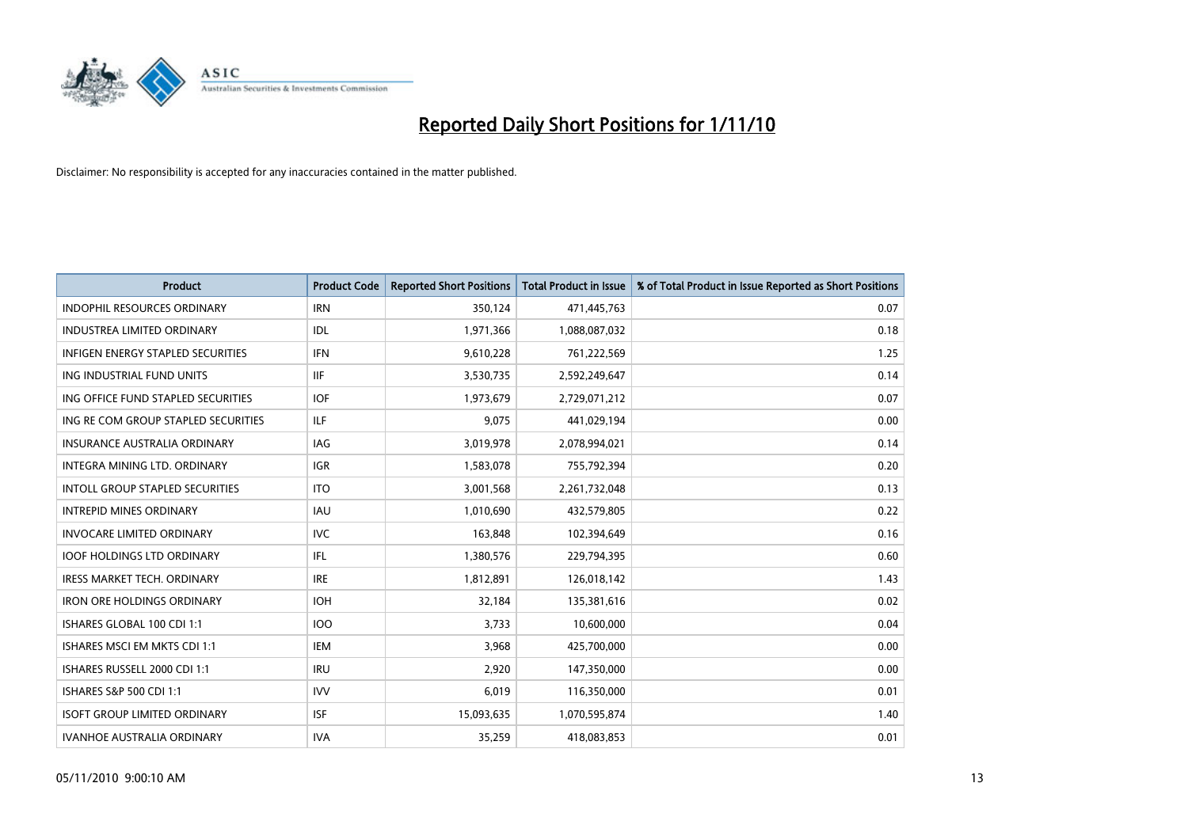# Reported Daily Short Positions for 1/11/10

Disclaimer: No responsibility is accepted for any inaccuracies contained in the matter published.

| Product | Product Code | Reported Short Positions | Total Product in Issue | % of Total Product in Issue Reported as Short Positions |
|---|---|---|---|---|
| INDOPHIL RESOURCES ORDINARY | IRN | 350,124 | 471,445,763 | 0.07 |
| INDUSTREA LIMITED ORDINARY | IDL | 1,971,366 | 1,088,087,032 | 0.18 |
| INFIGEN ENERGY STAPLED SECURITIES | IFN | 9,610,228 | 761,222,569 | 1.25 |
| ING INDUSTRIAL FUND UNITS | IIF | 3,530,735 | 2,592,249,647 | 0.14 |
| ING OFFICE FUND STAPLED SECURITIES | IOF | 1,973,679 | 2,729,071,212 | 0.07 |
| ING RE COM GROUP STAPLED SECURITIES | ILF | 9,075 | 441,029,194 | 0.00 |
| INSURANCE AUSTRALIA ORDINARY | IAG | 3,019,978 | 2,078,994,021 | 0.14 |
| INTEGRA MINING LTD. ORDINARY | IGR | 1,583,078 | 755,792,394 | 0.20 |
| INTOLL GROUP STAPLED SECURITIES | ITO | 3,001,568 | 2,261,732,048 | 0.13 |
| INTREPID MINES ORDINARY | IAU | 1,010,690 | 432,579,805 | 0.22 |
| INVOCARE LIMITED ORDINARY | IVC | 163,848 | 102,394,649 | 0.16 |
| IOOF HOLDINGS LTD ORDINARY | IFL | 1,380,576 | 229,794,395 | 0.60 |
| IRESS MARKET TECH. ORDINARY | IRE | 1,812,891 | 126,018,142 | 1.43 |
| IRON ORE HOLDINGS ORDINARY | IOH | 32,184 | 135,381,616 | 0.02 |
| ISHARES GLOBAL 100 CDI 1:1 | IOO | 3,733 | 10,600,000 | 0.04 |
| ISHARES MSCI EM MKTS CDI 1:1 | IEM | 3,968 | 425,700,000 | 0.00 |
| ISHARES RUSSELL 2000 CDI 1:1 | IRU | 2,920 | 147,350,000 | 0.00 |
| ISHARES S&P 500 CDI 1:1 | IVV | 6,019 | 116,350,000 | 0.01 |
| ISOFT GROUP LIMITED ORDINARY | ISF | 15,093,635 | 1,070,595,874 | 1.40 |
| IVANHOE AUSTRALIA ORDINARY | IVA | 35,259 | 418,083,853 | 0.01 |

05/11/2010 9:00:10 AM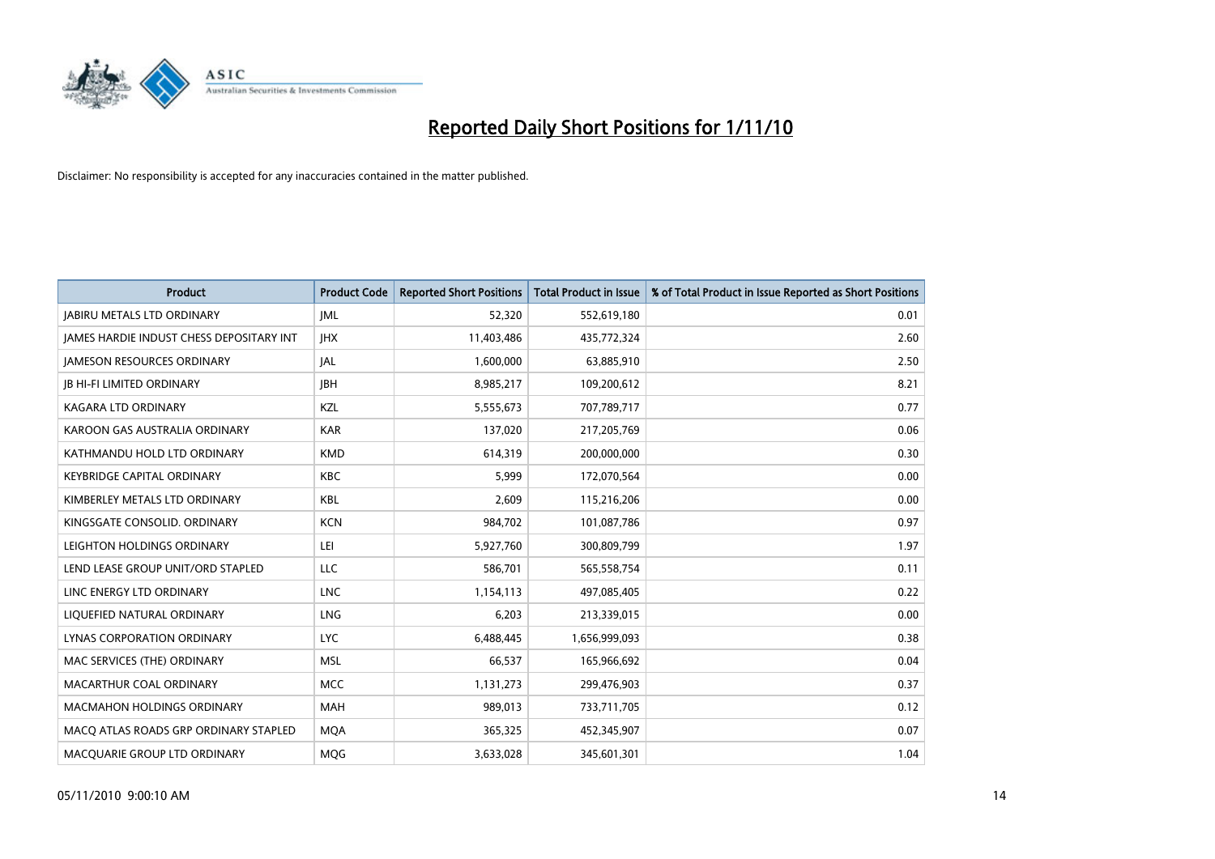# Reported Daily Short Positions for 1/11/10

Disclaimer: No responsibility is accepted for any inaccuracies contained in the matter published.

| Product | Product Code | Reported Short Positions | Total Product in Issue | % of Total Product in Issue Reported as Short Positions |
|---|---|---|---|---|
| JABIRU METALS LTD ORDINARY | JML | 52,320 | 552,619,180 | 0.01 |
| JAMES HARDIE INDUST CHESS DEPOSITARY INT | JHX | 11,403,486 | 435,772,324 | 2.60 |
| JAMESON RESOURCES ORDINARY | JAL | 1,600,000 | 63,885,910 | 2.50 |
| JB HI-FI LIMITED ORDINARY | JBH | 8,985,217 | 109,200,612 | 8.21 |
| KAGARA LTD ORDINARY | KZL | 5,555,673 | 707,789,717 | 0.77 |
| KAROON GAS AUSTRALIA ORDINARY | KAR | 137,020 | 217,205,769 | 0.06 |
| KATHMANDU HOLD LTD ORDINARY | KMD | 614,319 | 200,000,000 | 0.30 |
| KEYBRIDGE CAPITAL ORDINARY | KBC | 5,999 | 172,070,564 | 0.00 |
| KIMBERLEY METALS LTD ORDINARY | KBL | 2,609 | 115,216,206 | 0.00 |
| KINGSGATE CONSOLID. ORDINARY | KCN | 984,702 | 101,087,786 | 0.97 |
| LEIGHTON HOLDINGS ORDINARY | LEI | 5,927,760 | 300,809,799 | 1.97 |
| LEND LEASE GROUP UNIT/ORD STAPLED | LLC | 586,701 | 565,558,754 | 0.11 |
| LINC ENERGY LTD ORDINARY | LNC | 1,154,113 | 497,085,405 | 0.22 |
| LIQUEFIED NATURAL ORDINARY | LNG | 6,203 | 213,339,015 | 0.00 |
| LYNAS CORPORATION ORDINARY | LYC | 6,488,445 | 1,656,999,093 | 0.38 |
| MAC SERVICES (THE) ORDINARY | MSL | 66,537 | 165,966,692 | 0.04 |
| MACARTHUR COAL ORDINARY | MCC | 1,131,273 | 299,476,903 | 0.37 |
| MACMAHON HOLDINGS ORDINARY | MAH | 989,013 | 733,711,705 | 0.12 |
| MACQ ATLAS ROADS GRP ORDINARY STAPLED | MQA | 365,325 | 452,345,907 | 0.07 |
| MACQUARIE GROUP LTD ORDINARY | MQG | 3,633,028 | 345,601,301 | 1.04 |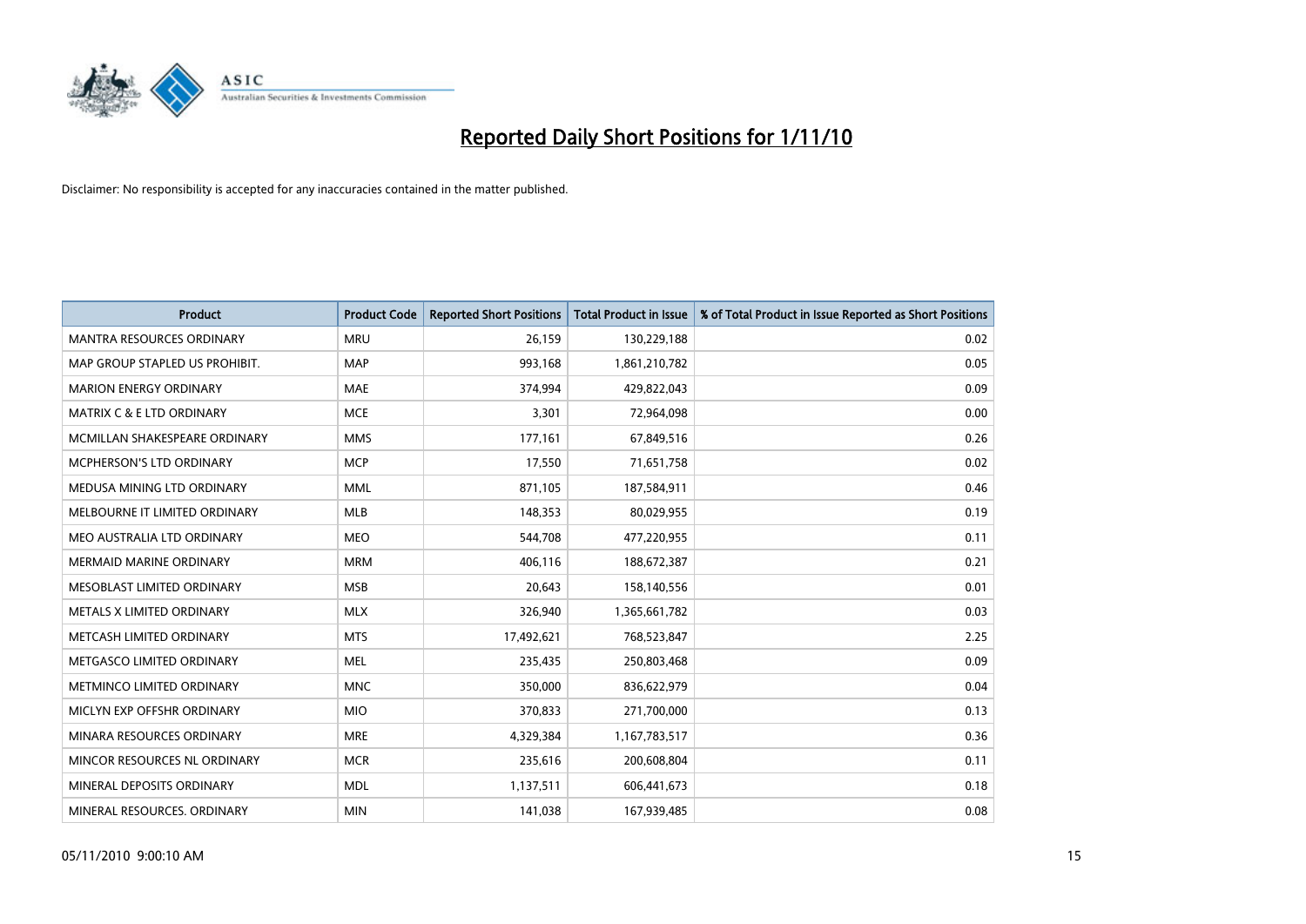# Reported Daily Short Positions for 1/11/10

Disclaimer: No responsibility is accepted for any inaccuracies contained in the matter published.

| Product | Product Code | Reported Short Positions | Total Product in Issue | % of Total Product in Issue Reported as Short Positions |
|---|---|---|---|---|
| MANTRA RESOURCES ORDINARY | MRU | 26,159 | 130,229,188 | 0.02 |
| MAP GROUP STAPLED US PROHIBIT. | MAP | 993,168 | 1,861,210,782 | 0.05 |
| MARION ENERGY ORDINARY | MAE | 374,994 | 429,822,043 | 0.09 |
| MATRIX C & E LTD ORDINARY | MCE | 3,301 | 72,964,098 | 0.00 |
| MCMILLAN SHAKESPEARE ORDINARY | MMS | 177,161 | 67,849,516 | 0.26 |
| MCPHERSON'S LTD ORDINARY | MCP | 17,550 | 71,651,758 | 0.02 |
| MEDUSA MINING LTD ORDINARY | MML | 871,105 | 187,584,911 | 0.46 |
| MELBOURNE IT LIMITED ORDINARY | MLB | 148,353 | 80,029,955 | 0.19 |
| MEO AUSTRALIA LTD ORDINARY | MEO | 544,708 | 477,220,955 | 0.11 |
| MERMAID MARINE ORDINARY | MRM | 406,116 | 188,672,387 | 0.21 |
| MESOBLAST LIMITED ORDINARY | MSB | 20,643 | 158,140,556 | 0.01 |
| METALS X LIMITED ORDINARY | MLX | 326,940 | 1,365,661,782 | 0.03 |
| METCASH LIMITED ORDINARY | MTS | 17,492,621 | 768,523,847 | 2.25 |
| METGASCO LIMITED ORDINARY | MEL | 235,435 | 250,803,468 | 0.09 |
| METMINCO LIMITED ORDINARY | MNC | 350,000 | 836,622,979 | 0.04 |
| MICLYN EXP OFFSHR ORDINARY | MIO | 370,833 | 271,700,000 | 0.13 |
| MINARA RESOURCES ORDINARY | MRE | 4,329,384 | 1,167,783,517 | 0.36 |
| MINCOR RESOURCES NL ORDINARY | MCR | 235,616 | 200,608,804 | 0.11 |
| MINERAL DEPOSITS ORDINARY | MDL | 1,137,511 | 606,441,673 | 0.18 |
| MINERAL RESOURCES. ORDINARY | MIN | 141,038 | 167,939,485 | 0.08 |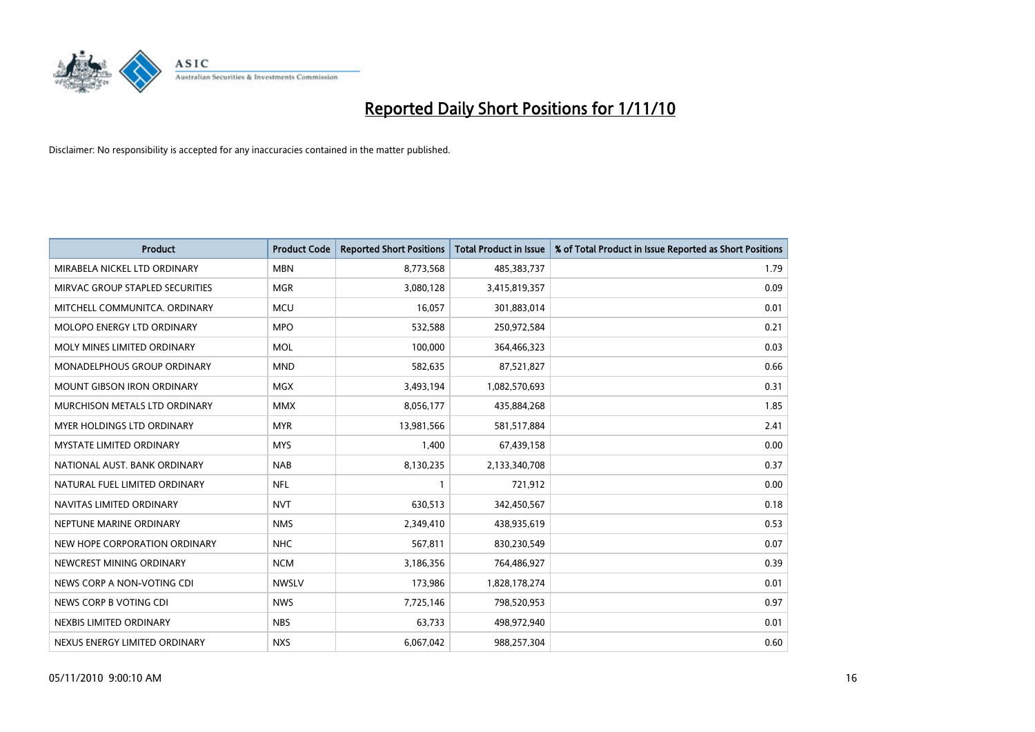# Reported Daily Short Positions for 1/11/10

Disclaimer: No responsibility is accepted for any inaccuracies contained in the matter published.

| Product | Product Code | Reported Short Positions | Total Product in Issue | % of Total Product in Issue Reported as Short Positions |
|---|---|---|---|---|
| MIRABELA NICKEL LTD ORDINARY | MBN | 8,773,568 | 485,383,737 | 1.79 |
| MIRVAC GROUP STAPLED SECURITIES | MGR | 3,080,128 | 3,415,819,357 | 0.09 |
| MITCHELL COMMUNITCA. ORDINARY | MCU | 16,057 | 301,883,014 | 0.01 |
| MOLOPO ENERGY LTD ORDINARY | MPO | 532,588 | 250,972,584 | 0.21 |
| MOLY MINES LIMITED ORDINARY | MOL | 100,000 | 364,466,323 | 0.03 |
| MONADELPHOUS GROUP ORDINARY | MND | 582,635 | 87,521,827 | 0.66 |
| MOUNT GIBSON IRON ORDINARY | MGX | 3,493,194 | 1,082,570,693 | 0.31 |
| MURCHISON METALS LTD ORDINARY | MMX | 8,056,177 | 435,884,268 | 1.85 |
| MYER HOLDINGS LTD ORDINARY | MYR | 13,981,566 | 581,517,884 | 2.41 |
| MYSTATE LIMITED ORDINARY | MYS | 1,400 | 67,439,158 | 0.00 |
| NATIONAL AUST. BANK ORDINARY | NAB | 8,130,235 | 2,133,340,708 | 0.37 |
| NATURAL FUEL LIMITED ORDINARY | NFL | 1 | 721,912 | 0.00 |
| NAVITAS LIMITED ORDINARY | NVT | 630,513 | 342,450,567 | 0.18 |
| NEPTUNE MARINE ORDINARY | NMS | 2,349,410 | 438,935,619 | 0.53 |
| NEW HOPE CORPORATION ORDINARY | NHC | 567,811 | 830,230,549 | 0.07 |
| NEWCREST MINING ORDINARY | NCM | 3,186,356 | 764,486,927 | 0.39 |
| NEWS CORP A NON-VOTING CDI | NWSLV | 173,986 | 1,828,178,274 | 0.01 |
| NEWS CORP B VOTING CDI | NWS | 7,725,146 | 798,520,953 | 0.97 |
| NEXBIS LIMITED ORDINARY | NBS | 63,733 | 498,972,940 | 0.01 |
| NEXUS ENERGY LIMITED ORDINARY | NXS | 6,067,042 | 988,257,304 | 0.60 |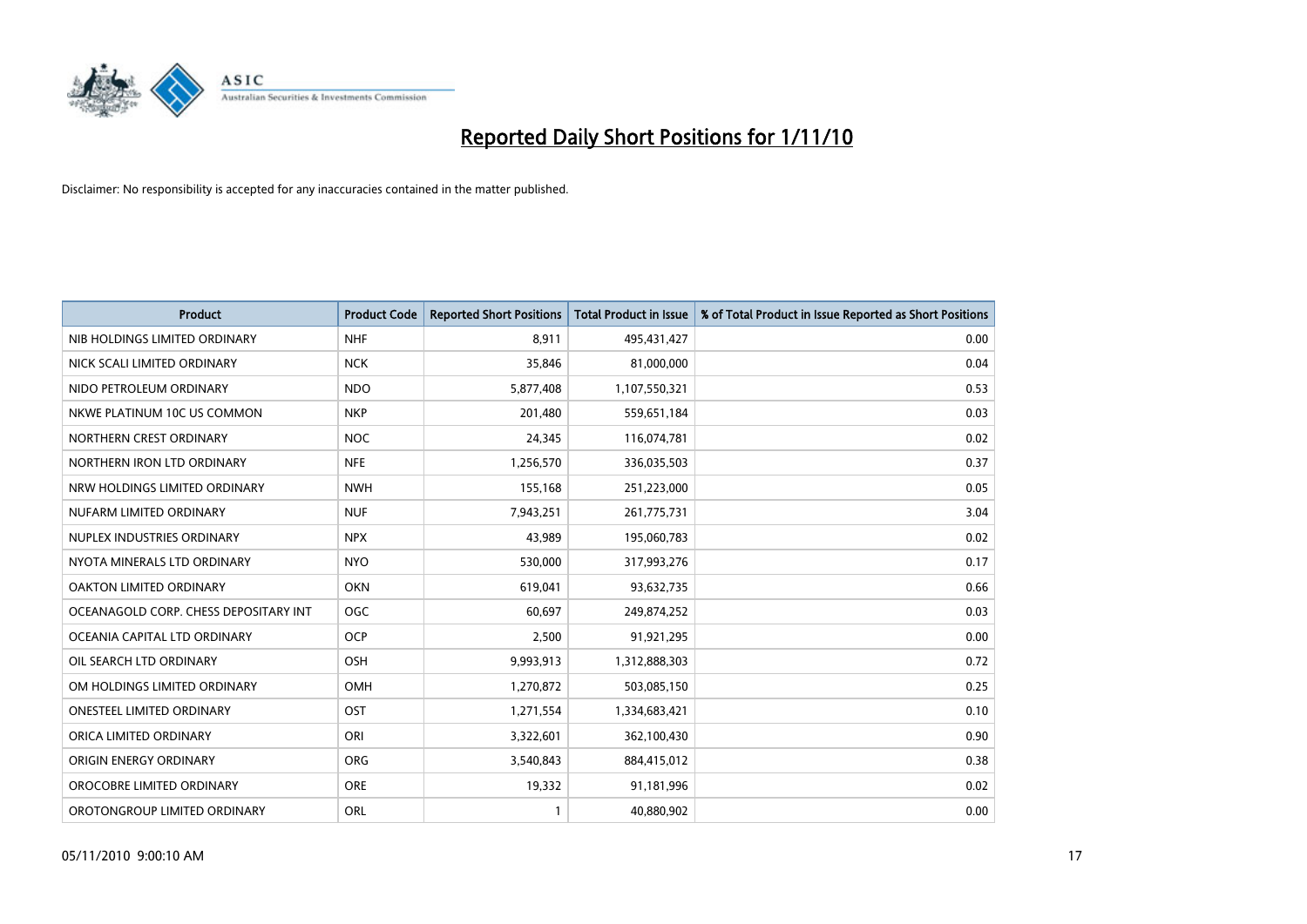# Reported Daily Short Positions for 1/11/10

Disclaimer: No responsibility is accepted for any inaccuracies contained in the matter published.

| Product | Product Code | Reported Short Positions | Total Product in Issue | % of Total Product in Issue Reported as Short Positions |
|---|---|---|---|---|
| NIB HOLDINGS LIMITED ORDINARY | NHF | 8,911 | 495,431,427 | 0.00 |
| NICK SCALI LIMITED ORDINARY | NCK | 35,846 | 81,000,000 | 0.04 |
| NIDO PETROLEUM ORDINARY | NDO | 5,877,408 | 1,107,550,321 | 0.53 |
| NKWE PLATINUM 10C US COMMON | NKP | 201,480 | 559,651,184 | 0.03 |
| NORTHERN CREST ORDINARY | NOC | 24,345 | 116,074,781 | 0.02 |
| NORTHERN IRON LTD ORDINARY | NFE | 1,256,570 | 336,035,503 | 0.37 |
| NRW HOLDINGS LIMITED ORDINARY | NWH | 155,168 | 251,223,000 | 0.05 |
| NUFARM LIMITED ORDINARY | NUF | 7,943,251 | 261,775,731 | 3.04 |
| NUPLEX INDUSTRIES ORDINARY | NPX | 43,989 | 195,060,783 | 0.02 |
| NYOTA MINERALS LTD ORDINARY | NYO | 530,000 | 317,993,276 | 0.17 |
| OAKTON LIMITED ORDINARY | OKN | 619,041 | 93,632,735 | 0.66 |
| OCEANAGOLD CORP. CHESS DEPOSITARY INT | OGC | 60,697 | 249,874,252 | 0.03 |
| OCEANIA CAPITAL LTD ORDINARY | OCP | 2,500 | 91,921,295 | 0.00 |
| OIL SEARCH LTD ORDINARY | OSH | 9,993,913 | 1,312,888,303 | 0.72 |
| OM HOLDINGS LIMITED ORDINARY | OMH | 1,270,872 | 503,085,150 | 0.25 |
| ONESTEEL LIMITED ORDINARY | OST | 1,271,554 | 1,334,683,421 | 0.10 |
| ORICA LIMITED ORDINARY | ORI | 3,322,601 | 362,100,430 | 0.90 |
| ORIGIN ENERGY ORDINARY | ORG | 3,540,843 | 884,415,012 | 0.38 |
| OROCOBRE LIMITED ORDINARY | ORE | 19,332 | 91,181,996 | 0.02 |
| OROTONGROUP LIMITED ORDINARY | ORL | 1 | 40,880,902 | 0.00 |

05/11/2010 9:00:10 AM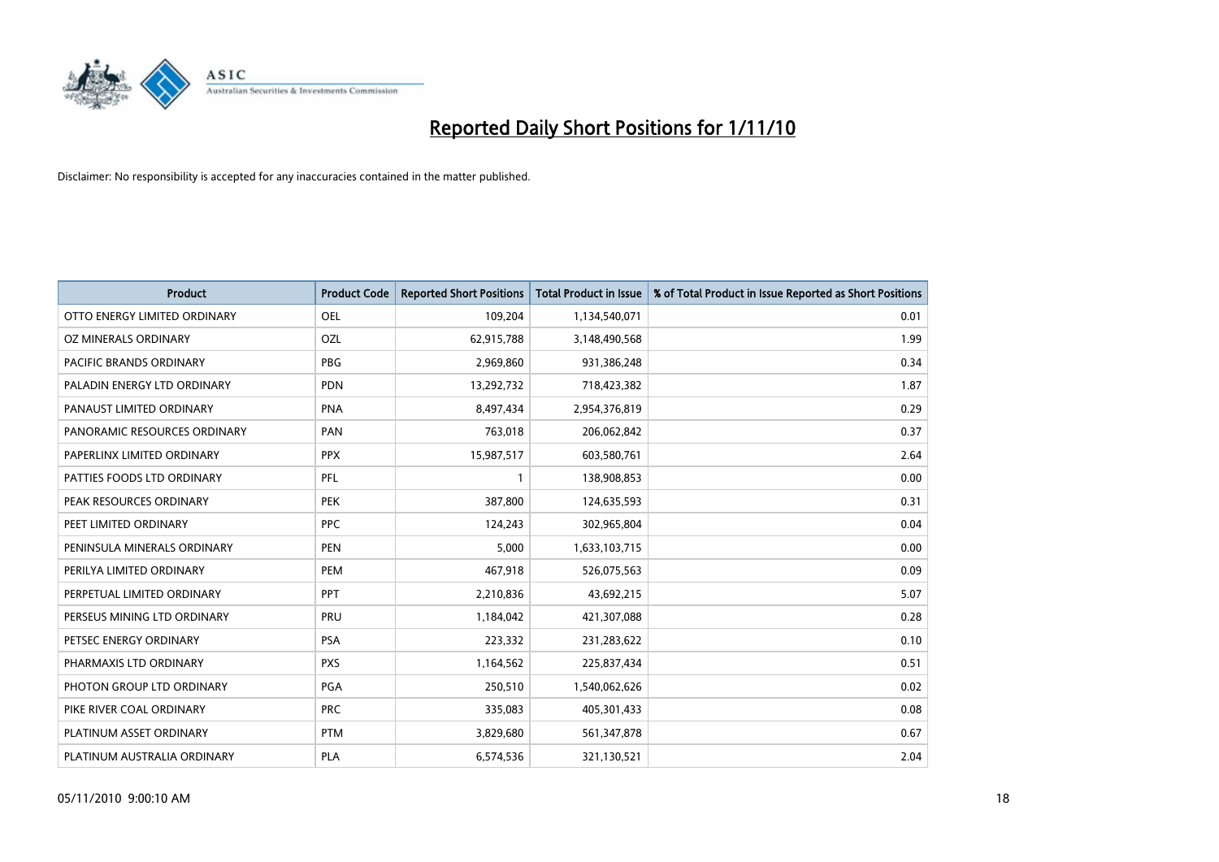# Reported Daily Short Positions for 1/11/10

Disclaimer: No responsibility is accepted for any inaccuracies contained in the matter published.

| Product | Product Code | Reported Short Positions | Total Product in Issue | % of Total Product in Issue Reported as Short Positions |
|---|---|---|---|---|
| OTTO ENERGY LIMITED ORDINARY | OEL | 109,204 | 1,134,540,071 | 0.01 |
| OZ MINERALS ORDINARY | OZL | 62,915,788 | 3,148,490,568 | 1.99 |
| PACIFIC BRANDS ORDINARY | PBG | 2,969,860 | 931,386,248 | 0.34 |
| PALADIN ENERGY LTD ORDINARY | PDN | 13,292,732 | 718,423,382 | 1.87 |
| PANAUST LIMITED ORDINARY | PNA | 8,497,434 | 2,954,376,819 | 0.29 |
| PANORAMIC RESOURCES ORDINARY | PAN | 763,018 | 206,062,842 | 0.37 |
| PAPERLINX LIMITED ORDINARY | PPX | 15,987,517 | 603,580,761 | 2.64 |
| PATTIES FOODS LTD ORDINARY | PFL | 1 | 138,908,853 | 0.00 |
| PEAK RESOURCES ORDINARY | PEK | 387,800 | 124,635,593 | 0.31 |
| PEET LIMITED ORDINARY | PPC | 124,243 | 302,965,804 | 0.04 |
| PENINSULA MINERALS ORDINARY | PEN | 5,000 | 1,633,103,715 | 0.00 |
| PERILYA LIMITED ORDINARY | PEM | 467,918 | 526,075,563 | 0.09 |
| PERPETUAL LIMITED ORDINARY | PPT | 2,210,836 | 43,692,215 | 5.07 |
| PERSEUS MINING LTD ORDINARY | PRU | 1,184,042 | 421,307,088 | 0.28 |
| PETSEC ENERGY ORDINARY | PSA | 223,332 | 231,283,622 | 0.10 |
| PHARMAXIS LTD ORDINARY | PXS | 1,164,562 | 225,837,434 | 0.51 |
| PHOTON GROUP LTD ORDINARY | PGA | 250,510 | 1,540,062,626 | 0.02 |
| PIKE RIVER COAL ORDINARY | PRC | 335,083 | 405,301,433 | 0.08 |
| PLATINUM ASSET ORDINARY | PTM | 3,829,680 | 561,347,878 | 0.67 |
| PLATINUM AUSTRALIA ORDINARY | PLA | 6,574,536 | 321,130,521 | 2.04 |

05/11/2010 9:00:10 AM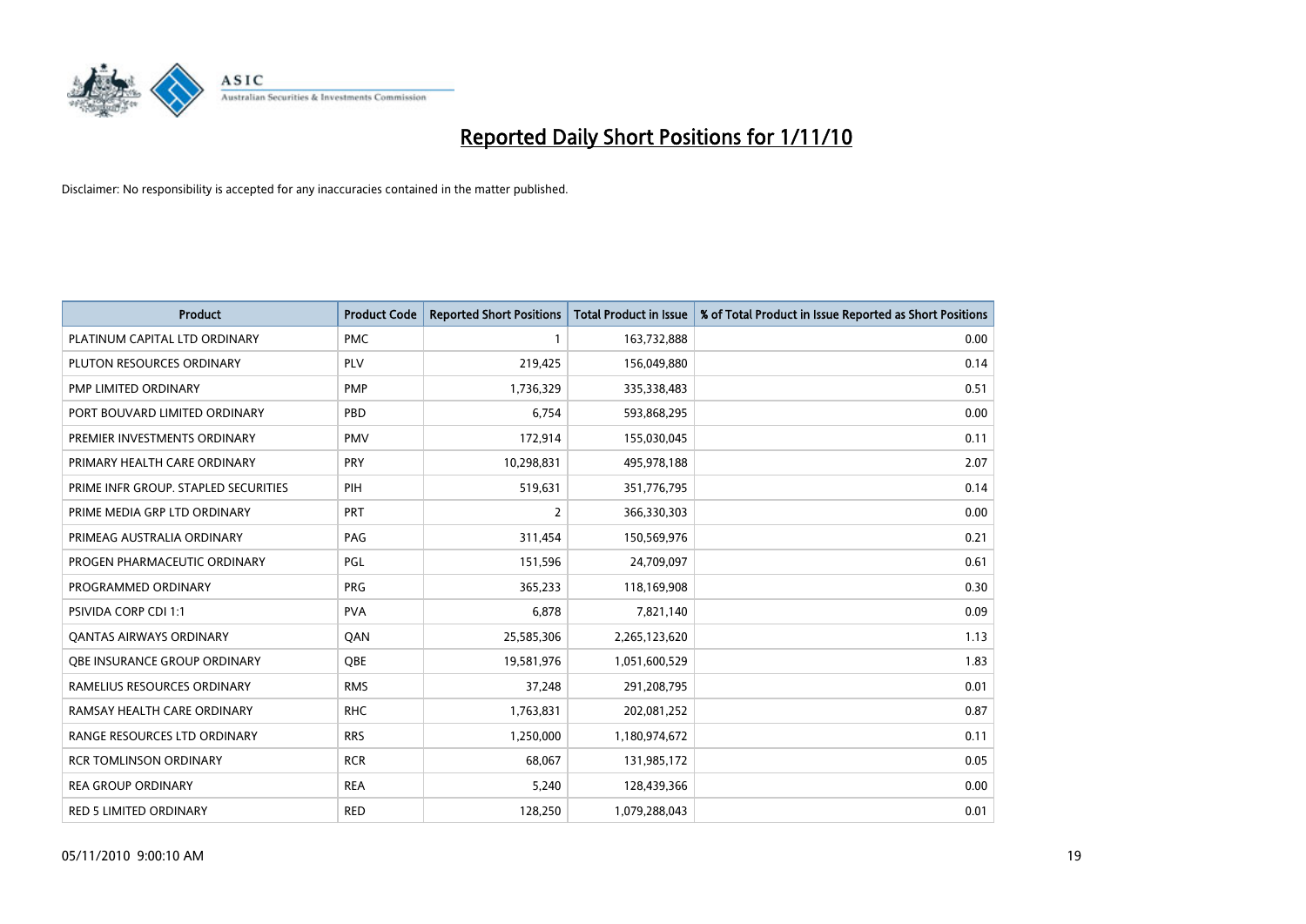# Reported Daily Short Positions for 1/11/10

Disclaimer: No responsibility is accepted for any inaccuracies contained in the matter published.

| Product | Product Code | Reported Short Positions | Total Product in Issue | % of Total Product in Issue Reported as Short Positions |
|---|---|---|---|---|
| PLATINUM CAPITAL LTD ORDINARY | PMC | 1 | 163,732,888 | 0.00 |
| PLUTON RESOURCES ORDINARY | PLV | 219,425 | 156,049,880 | 0.14 |
| PMP LIMITED ORDINARY | PMP | 1,736,329 | 335,338,483 | 0.51 |
| PORT BOUVARD LIMITED ORDINARY | PBD | 6,754 | 593,868,295 | 0.00 |
| PREMIER INVESTMENTS ORDINARY | PMV | 172,914 | 155,030,045 | 0.11 |
| PRIMARY HEALTH CARE ORDINARY | PRY | 10,298,831 | 495,978,188 | 2.07 |
| PRIME INFR GROUP. STAPLED SECURITIES | PIH | 519,631 | 351,776,795 | 0.14 |
| PRIME MEDIA GRP LTD ORDINARY | PRT | 2 | 366,330,303 | 0.00 |
| PRIMEAG AUSTRALIA ORDINARY | PAG | 311,454 | 150,569,976 | 0.21 |
| PROGEN PHARMACEUTIC ORDINARY | PGL | 151,596 | 24,709,097 | 0.61 |
| PROGRAMMED ORDINARY | PRG | 365,233 | 118,169,908 | 0.30 |
| PSIVIDA CORP CDI 1:1 | PVA | 6,878 | 7,821,140 | 0.09 |
| QANTAS AIRWAYS ORDINARY | QAN | 25,585,306 | 2,265,123,620 | 1.13 |
| QBE INSURANCE GROUP ORDINARY | QBE | 19,581,976 | 1,051,600,529 | 1.83 |
| RAMELIUS RESOURCES ORDINARY | RMS | 37,248 | 291,208,795 | 0.01 |
| RAMSAY HEALTH CARE ORDINARY | RHC | 1,763,831 | 202,081,252 | 0.87 |
| RANGE RESOURCES LTD ORDINARY | RRS | 1,250,000 | 1,180,974,672 | 0.11 |
| RCR TOMLINSON ORDINARY | RCR | 68,067 | 131,985,172 | 0.05 |
| REA GROUP ORDINARY | REA | 5,240 | 128,439,366 | 0.00 |
| RED 5 LIMITED ORDINARY | RED | 128,250 | 1,079,288,043 | 0.01 |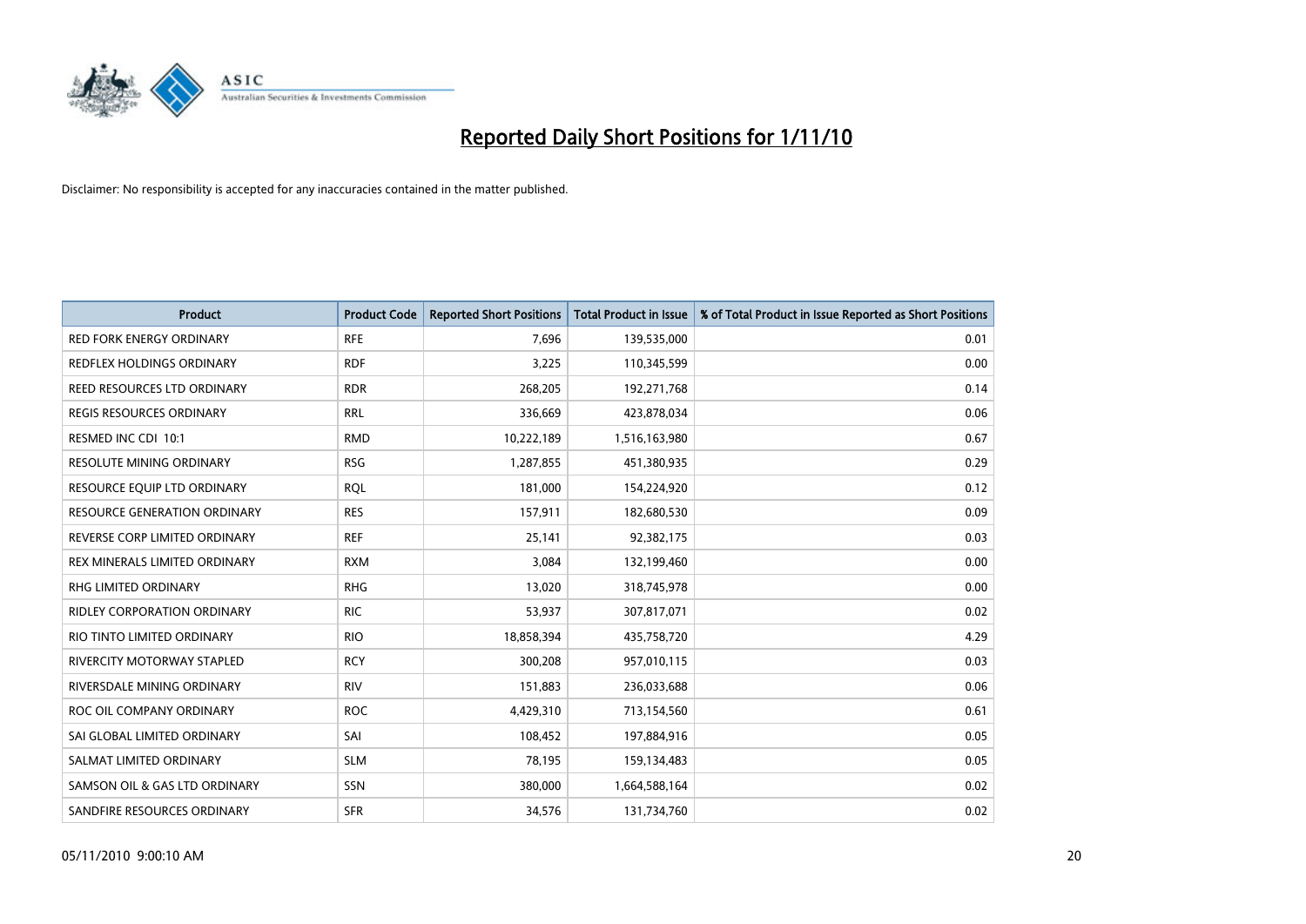# Reported Daily Short Positions for 1/11/10

Disclaimer: No responsibility is accepted for any inaccuracies contained in the matter published.

| Product | Product Code | Reported Short Positions | Total Product in Issue | % of Total Product in Issue Reported as Short Positions |
|---|---|---|---|---|
| RED FORK ENERGY ORDINARY | RFE | 7,696 | 139,535,000 | 0.01 |
| REDFLEX HOLDINGS ORDINARY | RDF | 3,225 | 110,345,599 | 0.00 |
| REED RESOURCES LTD ORDINARY | RDR | 268,205 | 192,271,768 | 0.14 |
| REGIS RESOURCES ORDINARY | RRL | 336,669 | 423,878,034 | 0.06 |
| RESMED INC CDI 10:1 | RMD | 10,222,189 | 1,516,163,980 | 0.67 |
| RESOLUTE MINING ORDINARY | RSG | 1,287,855 | 451,380,935 | 0.29 |
| RESOURCE EQUIP LTD ORDINARY | RQL | 181,000 | 154,224,920 | 0.12 |
| RESOURCE GENERATION ORDINARY | RES | 157,911 | 182,680,530 | 0.09 |
| REVERSE CORP LIMITED ORDINARY | REF | 25,141 | 92,382,175 | 0.03 |
| REX MINERALS LIMITED ORDINARY | RXM | 3,084 | 132,199,460 | 0.00 |
| RHG LIMITED ORDINARY | RHG | 13,020 | 318,745,978 | 0.00 |
| RIDLEY CORPORATION ORDINARY | RIC | 53,937 | 307,817,071 | 0.02 |
| RIO TINTO LIMITED ORDINARY | RIO | 18,858,394 | 435,758,720 | 4.29 |
| RIVERCITY MOTORWAY STAPLED | RCY | 300,208 | 957,010,115 | 0.03 |
| RIVERSDALE MINING ORDINARY | RIV | 151,883 | 236,033,688 | 0.06 |
| ROC OIL COMPANY ORDINARY | ROC | 4,429,310 | 713,154,560 | 0.61 |
| SAI GLOBAL LIMITED ORDINARY | SAI | 108,452 | 197,884,916 | 0.05 |
| SALMAT LIMITED ORDINARY | SLM | 78,195 | 159,134,483 | 0.05 |
| SAMSON OIL & GAS LTD ORDINARY | SSN | 380,000 | 1,664,588,164 | 0.02 |
| SANDFIRE RESOURCES ORDINARY | SFR | 34,576 | 131,734,760 | 0.02 |

05/11/2010 9:00:10 AM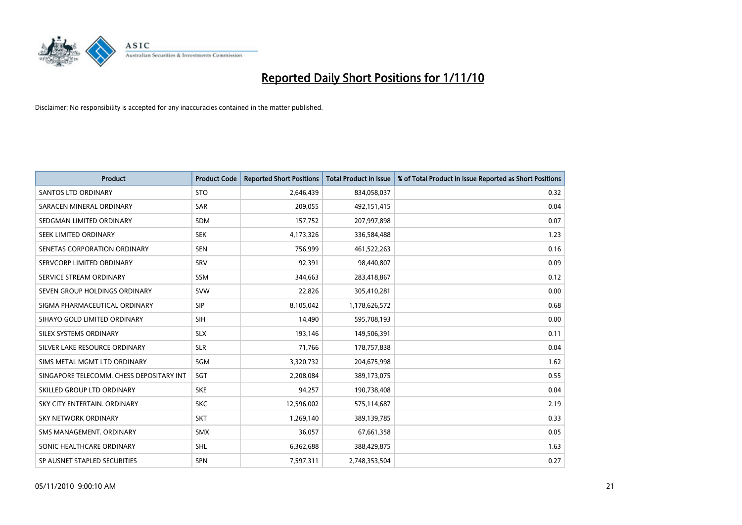# Reported Daily Short Positions for 1/11/10

Disclaimer: No responsibility is accepted for any inaccuracies contained in the matter published.

| Product | Product Code | Reported Short Positions | Total Product in Issue | % of Total Product in Issue Reported as Short Positions |
|---|---|---|---|---|
| SANTOS LTD ORDINARY | STO | 2,646,439 | 834,058,037 | 0.32 |
| SARACEN MINERAL ORDINARY | SAR | 209,055 | 492,151,415 | 0.04 |
| SEDGMAN LIMITED ORDINARY | SDM | 157,752 | 207,997,898 | 0.07 |
| SEEK LIMITED ORDINARY | SEK | 4,173,326 | 336,584,488 | 1.23 |
| SENETAS CORPORATION ORDINARY | SEN | 756,999 | 461,522,263 | 0.16 |
| SERVCORP LIMITED ORDINARY | SRV | 92,391 | 98,440,807 | 0.09 |
| SERVICE STREAM ORDINARY | SSM | 344,663 | 283,418,867 | 0.12 |
| SEVEN GROUP HOLDINGS ORDINARY | SVW | 22,826 | 305,410,281 | 0.00 |
| SIGMA PHARMACEUTICAL ORDINARY | SIP | 8,105,042 | 1,178,626,572 | 0.68 |
| SIHAYO GOLD LIMITED ORDINARY | SIH | 14,490 | 595,708,193 | 0.00 |
| SILEX SYSTEMS ORDINARY | SLX | 193,146 | 149,506,391 | 0.11 |
| SILVER LAKE RESOURCE ORDINARY | SLR | 71,766 | 178,757,838 | 0.04 |
| SIMS METAL MGMT LTD ORDINARY | SGM | 3,320,732 | 204,675,998 | 1.62 |
| SINGAPORE TELECOMM. CHESS DEPOSITARY INT | SGT | 2,208,084 | 389,173,075 | 0.55 |
| SKILLED GROUP LTD ORDINARY | SKE | 94,257 | 190,738,408 | 0.04 |
| SKY CITY ENTERTAIN. ORDINARY | SKC | 12,596,002 | 575,114,687 | 2.19 |
| SKY NETWORK ORDINARY | SKT | 1,269,140 | 389,139,785 | 0.33 |
| SMS MANAGEMENT. ORDINARY | SMX | 36,057 | 67,661,358 | 0.05 |
| SONIC HEALTHCARE ORDINARY | SHL | 6,362,688 | 388,429,875 | 1.63 |
| SP AUSNET STAPLED SECURITIES | SPN | 7,597,311 | 2,748,353,504 | 0.27 |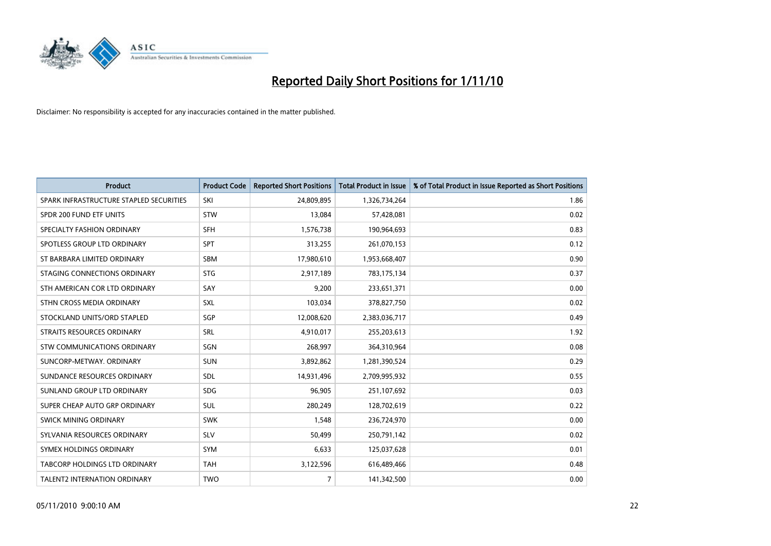# Reported Daily Short Positions for 1/11/10

Disclaimer: No responsibility is accepted for any inaccuracies contained in the matter published.

| Product | Product Code | Reported Short Positions | Total Product in Issue | % of Total Product in Issue Reported as Short Positions |
|---|---|---|---|---|
| SPARK INFRASTRUCTURE STAPLED SECURITIES | SKI | 24,809,895 | 1,326,734,264 | 1.86 |
| SPDR 200 FUND ETF UNITS | STW | 13,084 | 57,428,081 | 0.02 |
| SPECIALTY FASHION ORDINARY | SFH | 1,576,738 | 190,964,693 | 0.83 |
| SPOTLESS GROUP LTD ORDINARY | SPT | 313,255 | 261,070,153 | 0.12 |
| ST BARBARA LIMITED ORDINARY | SBM | 17,980,610 | 1,953,668,407 | 0.90 |
| STAGING CONNECTIONS ORDINARY | STG | 2,917,189 | 783,175,134 | 0.37 |
| STH AMERICAN COR LTD ORDINARY | SAY | 9,200 | 233,651,371 | 0.00 |
| STHN CROSS MEDIA ORDINARY | SXL | 103,034 | 378,827,750 | 0.02 |
| STOCKLAND UNITS/ORD STAPLED | SGP | 12,008,620 | 2,383,036,717 | 0.49 |
| STRAITS RESOURCES ORDINARY | SRL | 4,910,017 | 255,203,613 | 1.92 |
| STW COMMUNICATIONS ORDINARY | SGN | 268,997 | 364,310,964 | 0.08 |
| SUNCORP-METWAY. ORDINARY | SUN | 3,892,862 | 1,281,390,524 | 0.29 |
| SUNDANCE RESOURCES ORDINARY | SDL | 14,931,496 | 2,709,995,932 | 0.55 |
| SUNLAND GROUP LTD ORDINARY | SDG | 96,905 | 251,107,692 | 0.03 |
| SUPER CHEAP AUTO GRP ORDINARY | SUL | 280,249 | 128,702,619 | 0.22 |
| SWICK MINING ORDINARY | SWK | 1,548 | 236,724,970 | 0.00 |
| SYLVANIA RESOURCES ORDINARY | SLV | 50,499 | 250,791,142 | 0.02 |
| SYMEX HOLDINGS ORDINARY | SYM | 6,633 | 125,037,628 | 0.01 |
| TABCORP HOLDINGS LTD ORDINARY | TAH | 3,122,596 | 616,489,466 | 0.48 |
| TALENT2 INTERNATION ORDINARY | TWO | 7 | 141,342,500 | 0.00 |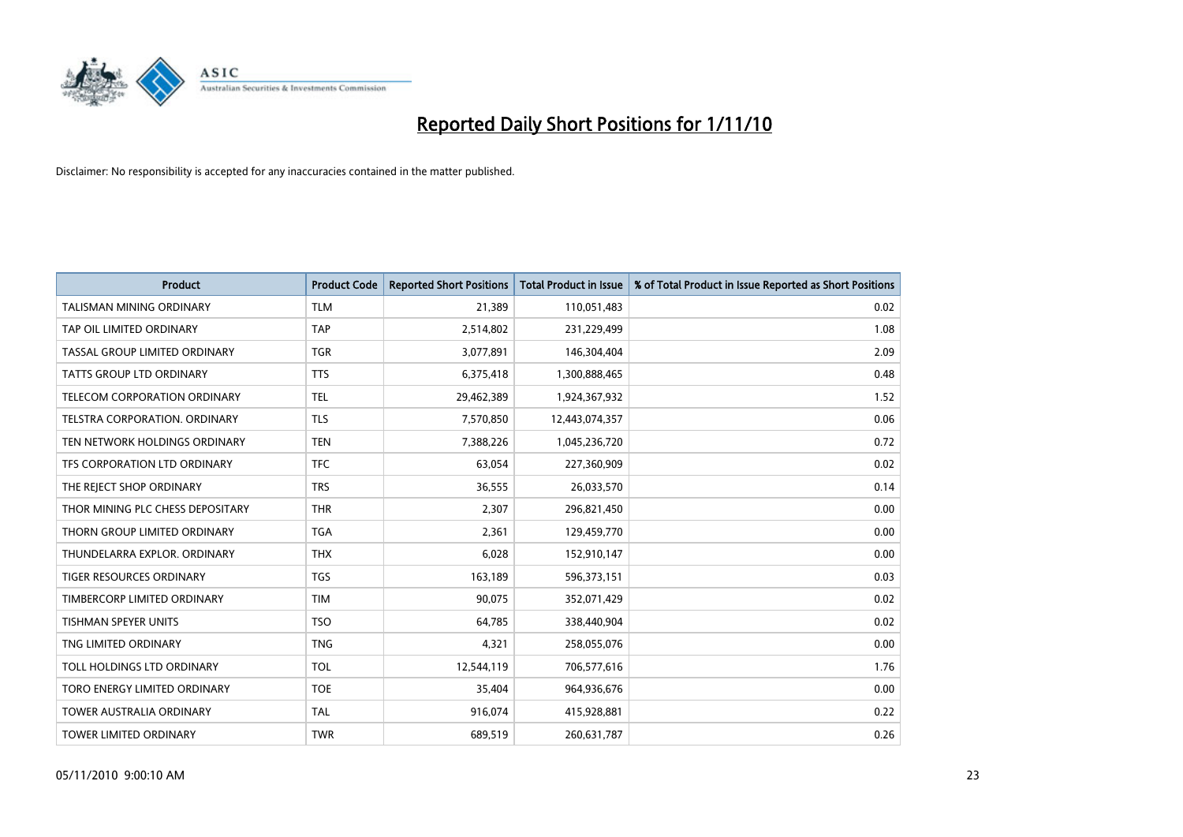# Reported Daily Short Positions for 1/11/10

Disclaimer: No responsibility is accepted for any inaccuracies contained in the matter published.

| Product | Product Code | Reported Short Positions | Total Product in Issue | % of Total Product in Issue Reported as Short Positions |
|---|---|---|---|---|
| TALISMAN MINING ORDINARY | TLM | 21,389 | 110,051,483 | 0.02 |
| TAP OIL LIMITED ORDINARY | TAP | 2,514,802 | 231,229,499 | 1.08 |
| TASSAL GROUP LIMITED ORDINARY | TGR | 3,077,891 | 146,304,404 | 2.09 |
| TATTS GROUP LTD ORDINARY | TTS | 6,375,418 | 1,300,888,465 | 0.48 |
| TELECOM CORPORATION ORDINARY | TEL | 29,462,389 | 1,924,367,932 | 1.52 |
| TELSTRA CORPORATION. ORDINARY | TLS | 7,570,850 | 12,443,074,357 | 0.06 |
| TEN NETWORK HOLDINGS ORDINARY | TEN | 7,388,226 | 1,045,236,720 | 0.72 |
| TFS CORPORATION LTD ORDINARY | TFC | 63,054 | 227,360,909 | 0.02 |
| THE REJECT SHOP ORDINARY | TRS | 36,555 | 26,033,570 | 0.14 |
| THOR MINING PLC CHESS DEPOSITARY | THR | 2,307 | 296,821,450 | 0.00 |
| THORN GROUP LIMITED ORDINARY | TGA | 2,361 | 129,459,770 | 0.00 |
| THUNDELARRA EXPLOR. ORDINARY | THX | 6,028 | 152,910,147 | 0.00 |
| TIGER RESOURCES ORDINARY | TGS | 163,189 | 596,373,151 | 0.03 |
| TIMBERCORP LIMITED ORDINARY | TIM | 90,075 | 352,071,429 | 0.02 |
| TISHMAN SPEYER UNITS | TSO | 64,785 | 338,440,904 | 0.02 |
| TNG LIMITED ORDINARY | TNG | 4,321 | 258,055,076 | 0.00 |
| TOLL HOLDINGS LTD ORDINARY | TOL | 12,544,119 | 706,577,616 | 1.76 |
| TORO ENERGY LIMITED ORDINARY | TOE | 35,404 | 964,936,676 | 0.00 |
| TOWER AUSTRALIA ORDINARY | TAL | 916,074 | 415,928,881 | 0.22 |
| TOWER LIMITED ORDINARY | TWR | 689,519 | 260,631,787 | 0.26 |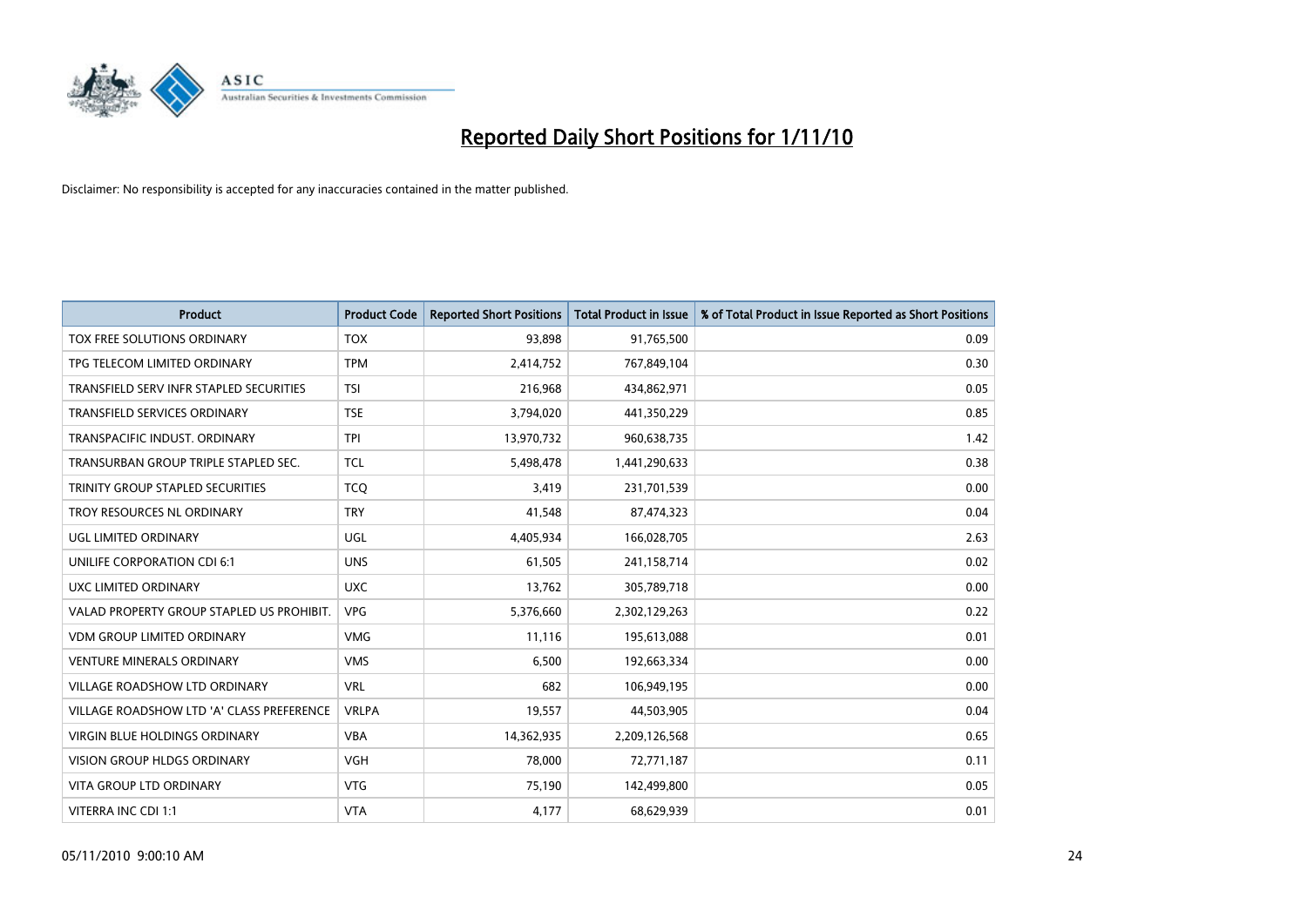# Reported Daily Short Positions for 1/11/10

Disclaimer: No responsibility is accepted for any inaccuracies contained in the matter published.

| Product | Product Code | Reported Short Positions | Total Product in Issue | % of Total Product in Issue Reported as Short Positions |
|---|---|---|---|---|
| TOX FREE SOLUTIONS ORDINARY | TOX | 93,898 | 91,765,500 | 0.09 |
| TPG TELECOM LIMITED ORDINARY | TPM | 2,414,752 | 767,849,104 | 0.30 |
| TRANSFIELD SERV INFR STAPLED SECURITIES | TSI | 216,968 | 434,862,971 | 0.05 |
| TRANSFIELD SERVICES ORDINARY | TSE | 3,794,020 | 441,350,229 | 0.85 |
| TRANSPACIFIC INDUST. ORDINARY | TPI | 13,970,732 | 960,638,735 | 1.42 |
| TRANSURBAN GROUP TRIPLE STAPLED SEC. | TCL | 5,498,478 | 1,441,290,633 | 0.38 |
| TRINITY GROUP STAPLED SECURITIES | TCQ | 3,419 | 231,701,539 | 0.00 |
| TROY RESOURCES NL ORDINARY | TRY | 41,548 | 87,474,323 | 0.04 |
| UGL LIMITED ORDINARY | UGL | 4,405,934 | 166,028,705 | 2.63 |
| UNILIFE CORPORATION CDI 6:1 | UNS | 61,505 | 241,158,714 | 0.02 |
| UXC LIMITED ORDINARY | UXC | 13,762 | 305,789,718 | 0.00 |
| VALAD PROPERTY GROUP STAPLED US PROHIBIT. | VPG | 5,376,660 | 2,302,129,263 | 0.22 |
| VDM GROUP LIMITED ORDINARY | VMG | 11,116 | 195,613,088 | 0.01 |
| VENTURE MINERALS ORDINARY | VMS | 6,500 | 192,663,334 | 0.00 |
| VILLAGE ROADSHOW LTD ORDINARY | VRL | 682 | 106,949,195 | 0.00 |
| VILLAGE ROADSHOW LTD 'A' CLASS PREFERENCE | VRLPA | 19,557 | 44,503,905 | 0.04 |
| VIRGIN BLUE HOLDINGS ORDINARY | VBA | 14,362,935 | 2,209,126,568 | 0.65 |
| VISION GROUP HLDGS ORDINARY | VGH | 78,000 | 72,771,187 | 0.11 |
| VITA GROUP LTD ORDINARY | VTG | 75,190 | 142,499,800 | 0.05 |
| VITERRA INC CDI 1:1 | VTA | 4,177 | 68,629,939 | 0.01 |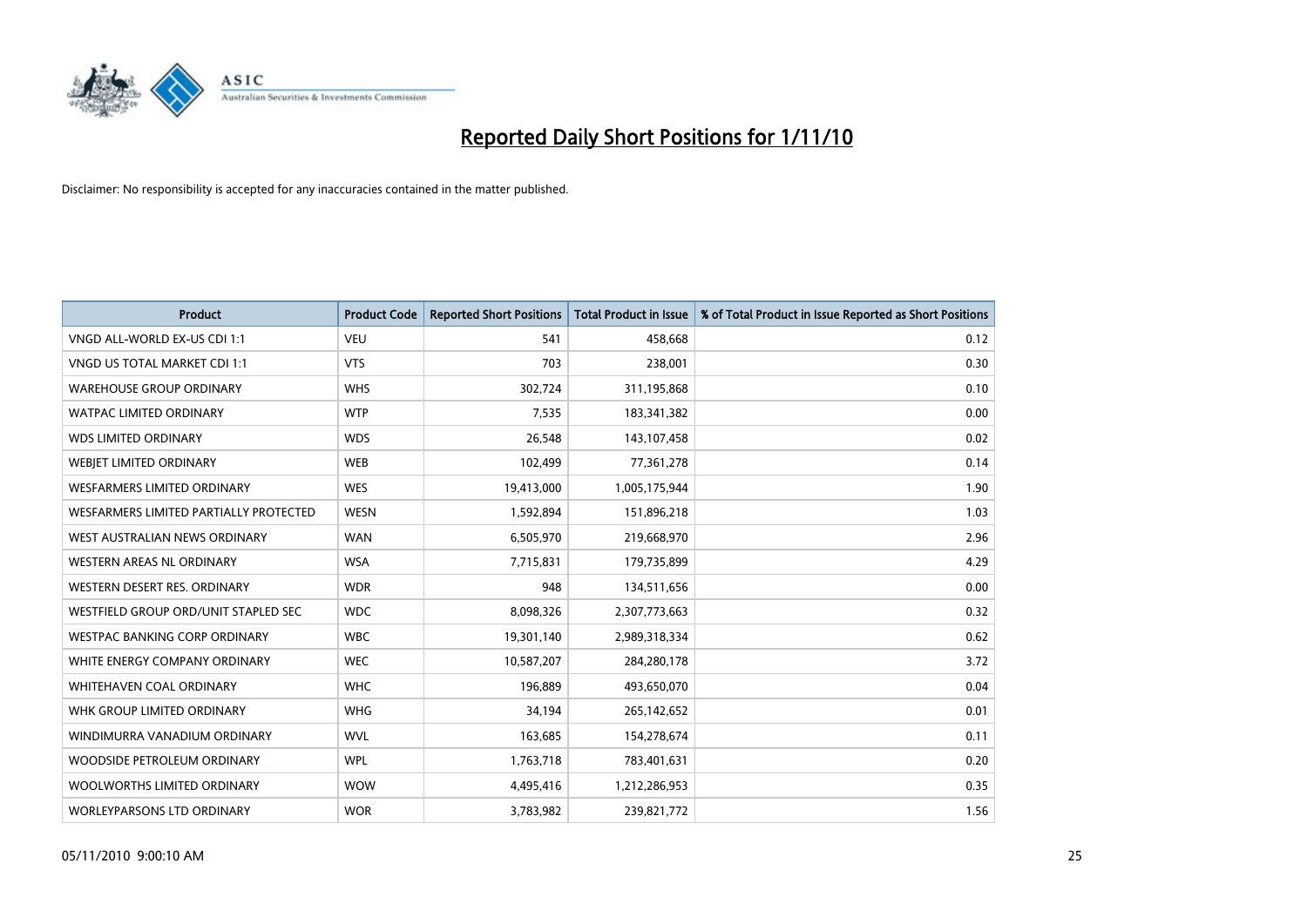# Reported Daily Short Positions for 1/11/10

Disclaimer: No responsibility is accepted for any inaccuracies contained in the matter published.

| Product | Product Code | Reported Short Positions | Total Product in Issue | % of Total Product in Issue Reported as Short Positions |
|---|---|---|---|---|
| VNGD ALL-WORLD EX-US CDI 1:1 | VEU | 541 | 458,668 | 0.12 |
| VNGD US TOTAL MARKET CDI 1:1 | VTS | 703 | 238,001 | 0.30 |
| WAREHOUSE GROUP ORDINARY | WHS | 302,724 | 311,195,868 | 0.10 |
| WATPAC LIMITED ORDINARY | WTP | 7,535 | 183,341,382 | 0.00 |
| WDS LIMITED ORDINARY | WDS | 26,548 | 143,107,458 | 0.02 |
| WEBJET LIMITED ORDINARY | WEB | 102,499 | 77,361,278 | 0.14 |
| WESFARMERS LIMITED ORDINARY | WES | 19,413,000 | 1,005,175,944 | 1.90 |
| WESFARMERS LIMITED PARTIALLY PROTECTED | WESN | 1,592,894 | 151,896,218 | 1.03 |
| WEST AUSTRALIAN NEWS ORDINARY | WAN | 6,505,970 | 219,668,970 | 2.96 |
| WESTERN AREAS NL ORDINARY | WSA | 7,715,831 | 179,735,899 | 4.29 |
| WESTERN DESERT RES. ORDINARY | WDR | 948 | 134,511,656 | 0.00 |
| WESTFIELD GROUP ORD/UNIT STAPLED SEC | WDC | 8,098,326 | 2,307,773,663 | 0.32 |
| WESTPAC BANKING CORP ORDINARY | WBC | 19,301,140 | 2,989,318,334 | 0.62 |
| WHITE ENERGY COMPANY ORDINARY | WEC | 10,587,207 | 284,280,178 | 3.72 |
| WHITEHAVEN COAL ORDINARY | WHC | 196,889 | 493,650,070 | 0.04 |
| WHK GROUP LIMITED ORDINARY | WHG | 34,194 | 265,142,652 | 0.01 |
| WINDIMURRA VANADIUM ORDINARY | WVL | 163,685 | 154,278,674 | 0.11 |
| WOODSIDE PETROLEUM ORDINARY | WPL | 1,763,718 | 783,401,631 | 0.20 |
| WOOLWORTHS LIMITED ORDINARY | WOW | 4,495,416 | 1,212,286,953 | 0.35 |
| WORLEYPARSONS LTD ORDINARY | WOR | 3,783,982 | 239,821,772 | 1.56 |

05/11/2010 9:00:10 AM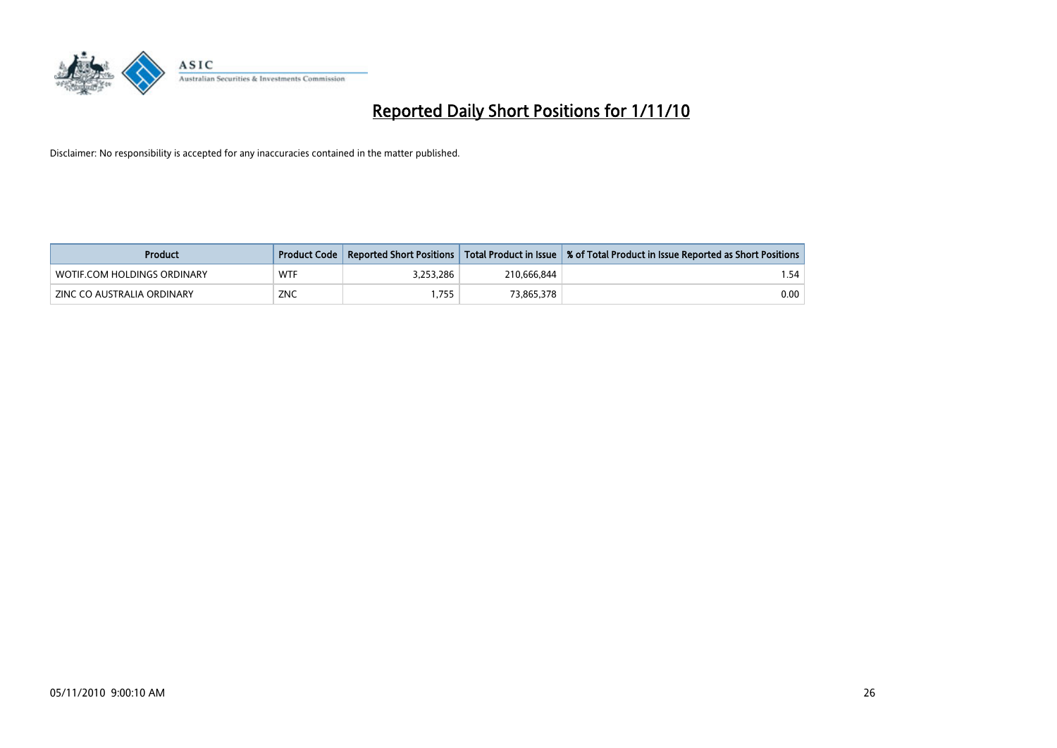# Reported Daily Short Positions for 1/11/10

Disclaimer: No responsibility is accepted for any inaccuracies contained in the matter published.

| Product | Product Code | Reported Short Positions | Total Product in Issue | % of Total Product in Issue Reported as Short Positions |
|---|---|---|---|---|
| WOTIF.COM HOLDINGS ORDINARY | WTF | 3,253,286 | 210,666,844 | 1.54 |
| ZINC CO AUSTRALIA ORDINARY | ZNC | 1,755 | 73,865,378 | 0.00 |